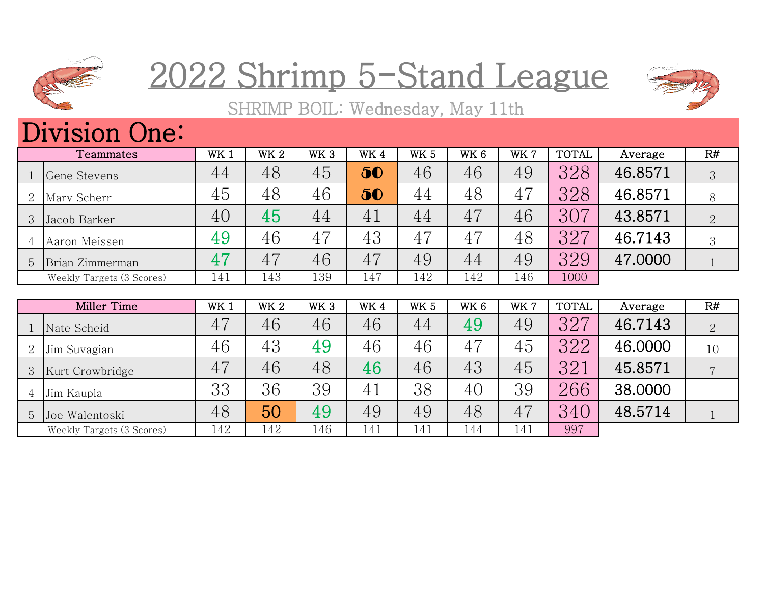# 2022 Shrimp 5-Stand League

SHRIMP BOIL: Wednesday, May 11th

## Division One:

| | Teammates | WK 1 | WK 2 | WK 3 | WK 4 | WK 5 | WK 6 | WK 7 | TOTAL | Average | R# |
|---|---|---|---|---|---|---|---|---|---|---|---|
| 1 | Gene Stevens | 44 | 48 | 45 | 50 | 46 | 46 | 49 | 328 | 46.8571 | 3 |
| 2 | Marv Scherr | 45 | 48 | 46 | 50 | 44 | 48 | 47 | 328 | 46.8571 | 8 |
| 3 | Jacob Barker | 40 | 45 | 44 | 41 | 44 | 47 | 46 | 307 | 43.8571 | 2 |
| 4 | Aaron Meissen | 49 | 46 | 47 | 43 | 47 | 47 | 48 | 327 | 46.7143 | 3 |
| 5 | Brian Zimmerman | 47 | 47 | 46 | 47 | 49 | 44 | 49 | 329 | 47.0000 | 1 |
| | Weekly Targets (3 Scores) | 141 | 143 | 139 | 147 | 142 | 142 | 146 | 1000 | | |

| | Miller Time | WK 1 | WK 2 | WK 3 | WK 4 | WK 5 | WK 6 | WK 7 | TOTAL | Average | R# |
|---|---|---|---|---|---|---|---|---|---|---|---|
| 1 | Nate Scheid | 47 | 46 | 46 | 46 | 44 | 49 | 49 | 327 | 46.7143 | 2 |
| 2 | Jim Suvagian | 46 | 43 | 49 | 46 | 46 | 47 | 45 | 322 | 46.0000 | 10 |
| 3 | Kurt Crowbridge | 47 | 46 | 48 | 46 | 46 | 43 | 45 | 321 | 45.8571 | 7 |
| 4 | Jim Kaupla | 33 | 36 | 39 | 41 | 38 | 40 | 39 | 266 | 38.0000 | |
| 5 | Joe Walentoski | 48 | 50 | 49 | 49 | 49 | 48 | 47 | 340 | 48.5714 | 1 |
| | Weekly Targets (3 Scores) | 142 | 142 | 146 | 141 | 141 | 144 | 141 | 997 | | |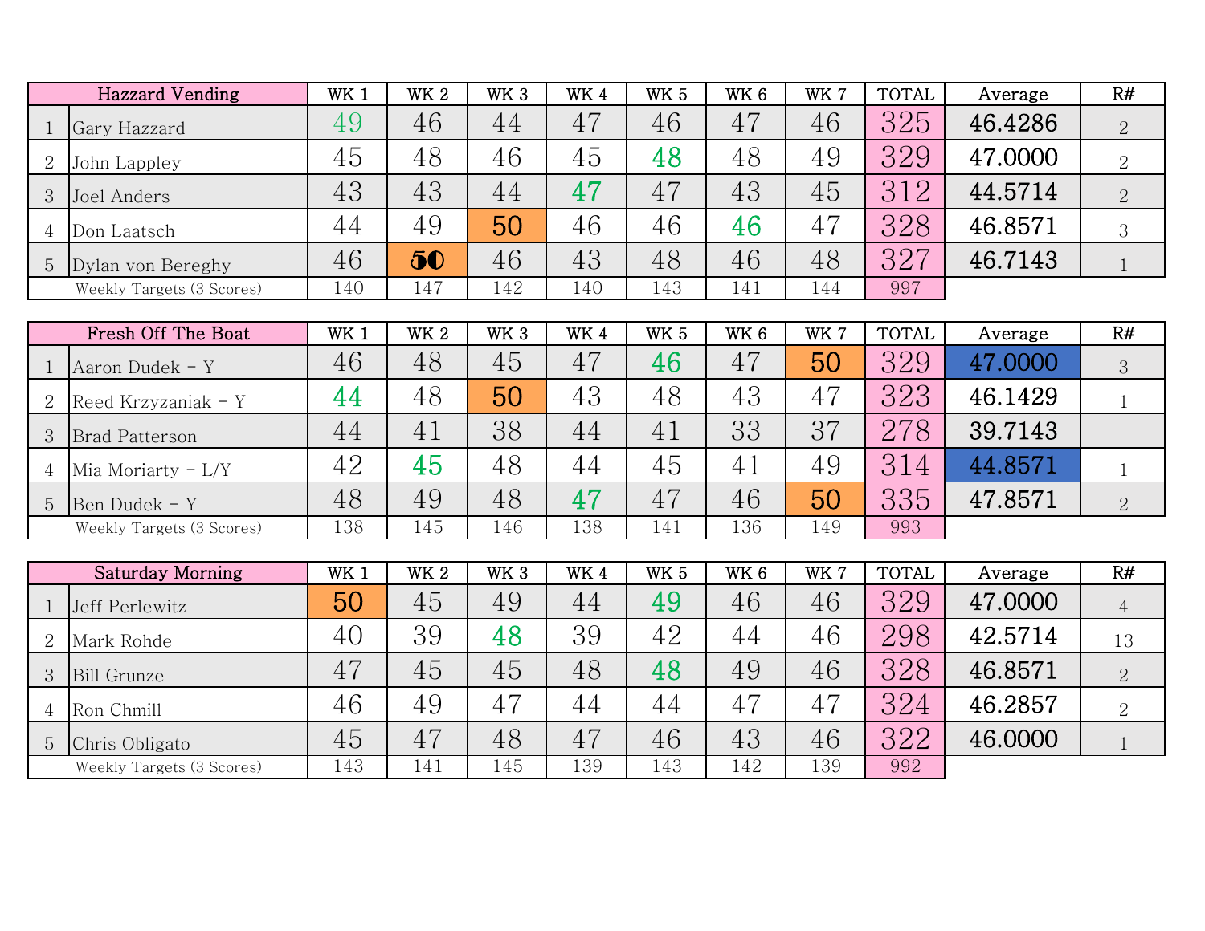| | Hazzard Vending | WK 1 | WK 2 | WK 3 | WK 4 | WK 5 | WK 6 | WK 7 | TOTAL | Average | R# |
|---|---|---|---|---|---|---|---|---|---|---|---|
| 1 | Gary Hazzard | 49 | 46 | 44 | 47 | 46 | 47 | 46 | 325 | 46.4286 | 2 |
| 2 | John Lappley | 45 | 48 | 46 | 45 | 48 | 48 | 49 | 329 | 47.0000 | 2 |
| 3 | Joel Anders | 43 | 43 | 44 | 47 | 47 | 43 | 45 | 312 | 44.5714 | 2 |
| 4 | Don Laatsch | 44 | 49 | 50 | 46 | 46 | 46 | 47 | 328 | 46.8571 | 3 |
| 5 | Dylan von Bereghy | 46 | 50 | 46 | 43 | 48 | 46 | 48 | 327 | 46.7143 | 1 |
| | Weekly Targets (3 Scores) | 140 | 147 | 142 | 140 | 143 | 141 | 144 | 997 | | |

| | Fresh Off The Boat | WK 1 | WK 2 | WK 3 | WK 4 | WK 5 | WK 6 | WK 7 | TOTAL | Average | R# |
|---|---|---|---|---|---|---|---|---|---|---|---|
| 1 | Aaron Dudek - Y | 46 | 48 | 45 | 47 | 46 | 47 | 50 | 329 | 47.0000 | 3 |
| 2 | Reed Krzyzaniak - Y | 44 | 48 | 50 | 43 | 48 | 43 | 47 | 323 | 46.1429 | 1 |
| 3 | Brad Patterson | 44 | 41 | 38 | 44 | 41 | 33 | 37 | 278 | 39.7143 | |
| 4 | Mia Moriarty - L/Y | 42 | 45 | 48 | 44 | 45 | 41 | 49 | 314 | 44.8571 | 1 |
| 5 | Ben Dudek - Y | 48 | 49 | 48 | 47 | 47 | 46 | 50 | 335 | 47.8571 | 2 |
| | Weekly Targets (3 Scores) | 138 | 145 | 146 | 138 | 141 | 136 | 149 | 993 | | |

| | Saturday Morning | WK 1 | WK 2 | WK 3 | WK 4 | WK 5 | WK 6 | WK 7 | TOTAL | Average | R# |
|---|---|---|---|---|---|---|---|---|---|---|---|
| 1 | Jeff Perlewitz | 50 | 45 | 49 | 44 | 49 | 46 | 46 | 329 | 47.0000 | 4 |
| 2 | Mark Rohde | 40 | 39 | 48 | 39 | 42 | 44 | 46 | 298 | 42.5714 | 13 |
| 3 | Bill Grunze | 47 | 45 | 45 | 48 | 48 | 49 | 46 | 328 | 46.8571 | 2 |
| 4 | Ron Chmill | 46 | 49 | 47 | 44 | 44 | 47 | 47 | 324 | 46.2857 | 2 |
| 5 | Chris Obligato | 45 | 47 | 48 | 47 | 46 | 43 | 46 | 322 | 46.0000 | 1 |
| | Weekly Targets (3 Scores) | 143 | 141 | 145 | 139 | 143 | 142 | 139 | 992 | | |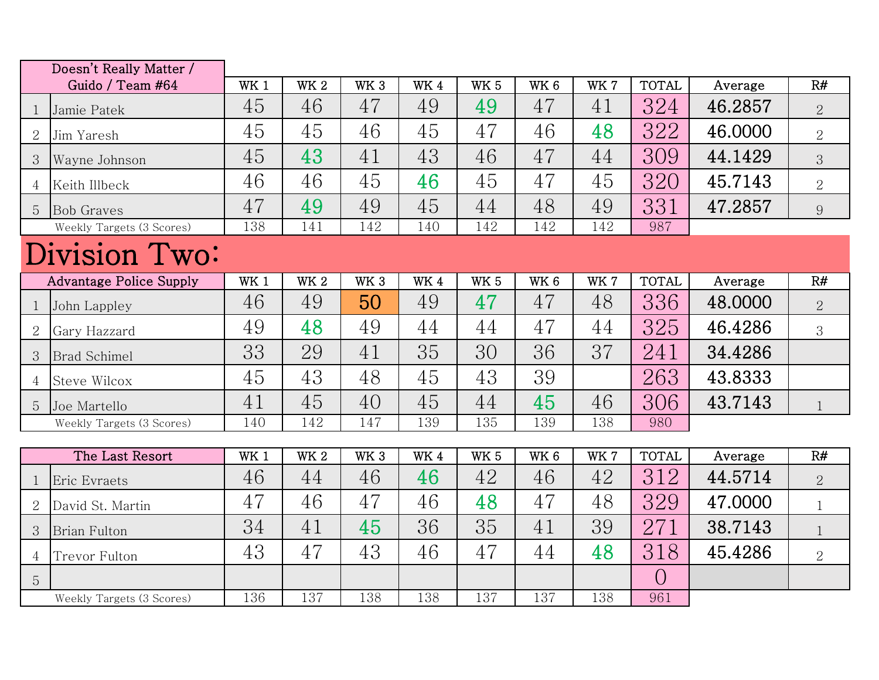| | Doesn't Really Matter / Guido / Team #64 | WK 1 | WK 2 | WK 3 | WK 4 | WK 5 | WK 6 | WK 7 | TOTAL | Average | R# |
|---|---|---|---|---|---|---|---|---|---|---|---|
| 1 | Jamie Patek | 45 | 46 | 47 | 49 | 49 | 47 | 41 | 324 | 46.2857 | 2 |
| 2 | Jim Yaresh | 45 | 45 | 46 | 45 | 47 | 46 | 48 | 322 | 46.0000 | 2 |
| 3 | Wayne Johnson | 45 | 43 | 41 | 43 | 46 | 47 | 44 | 309 | 44.1429 | 3 |
| 4 | Keith Illbeck | 46 | 46 | 45 | 46 | 45 | 47 | 45 | 320 | 45.7143 | 2 |
| 5 | Bob Graves | 47 | 49 | 49 | 45 | 44 | 48 | 49 | 331 | 47.2857 | 9 |
| | Weekly Targets (3 Scores) | 138 | 141 | 142 | 140 | 142 | 142 | 142 | 987 | | |

# Division Two:

| | Advantage Police Supply | WK 1 | WK 2 | WK 3 | WK 4 | WK 5 | WK 6 | WK 7 | TOTAL | Average | R# |
|---|---|---|---|---|---|---|---|---|---|---|---|
| 1 | John Lappley | 46 | 49 | 50 | 49 | 47 | 47 | 48 | 336 | 48.0000 | 2 |
| 2 | Gary Hazzard | 49 | 48 | 49 | 44 | 44 | 47 | 44 | 325 | 46.4286 | 3 |
| 3 | Brad Schimel | 33 | 29 | 41 | 35 | 30 | 36 | 37 | 241 | 34.4286 | |
| 4 | Steve Wilcox | 45 | 43 | 48 | 45 | 43 | 39 | | 263 | 43.8333 | |
| 5 | Joe Martello | 41 | 45 | 40 | 45 | 44 | 45 | 46 | 306 | 43.7143 | 1 |
| | Weekly Targets (3 Scores) | 140 | 142 | 147 | 139 | 135 | 139 | 138 | 980 | | |

| | The Last Resort | WK 1 | WK 2 | WK 3 | WK 4 | WK 5 | WK 6 | WK 7 | TOTAL | Average | R# |
|---|---|---|---|---|---|---|---|---|---|---|---|
| 1 | Eric Evraets | 46 | 44 | 46 | 46 | 42 | 46 | 42 | 312 | 44.5714 | 2 |
| 2 | David St. Martin | 47 | 46 | 47 | 46 | 48 | 47 | 48 | 329 | 47.0000 | 1 |
| 3 | Brian Fulton | 34 | 41 | 45 | 36 | 35 | 41 | 39 | 271 | 38.7143 | 1 |
| 4 | Trevor Fulton | 43 | 47 | 43 | 46 | 47 | 44 | 48 | 318 | 45.4286 | 2 |
| 5 | | | | | | | | | 0 | | |
| | Weekly Targets (3 Scores) | 136 | 137 | 138 | 138 | 137 | 137 | 138 | 961 | | |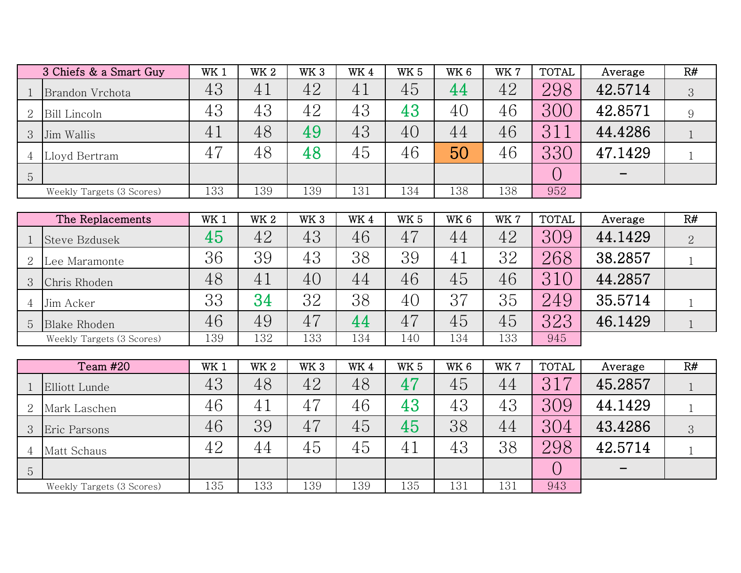| | 3 Chiefs & a Smart Guy | WK 1 | WK 2 | WK 3 | WK 4 | WK 5 | WK 6 | WK 7 | TOTAL | Average | R# |
|---|---|---|---|---|---|---|---|---|---|---|---|
| 1 | Brandon Vrchota | 43 | 41 | 42 | 41 | 45 | 44 | 42 | 298 | 42.5714 | 3 |
| 2 | Bill Lincoln | 43 | 43 | 42 | 43 | 43 | 40 | 46 | 300 | 42.8571 | 9 |
| 3 | Jim Wallis | 41 | 48 | 49 | 43 | 40 | 44 | 46 | 311 | 44.4286 | 1 |
| 4 | Lloyd Bertram | 47 | 48 | 48 | 45 | 46 | 50 | 46 | 330 | 47.1429 | 1 |
| 5 | | | | | | | | | 0 | - | |
| | Weekly Targets (3 Scores) | 133 | 139 | 139 | 131 | 134 | 138 | 138 | 952 | | |

| | The Replacements | WK 1 | WK 2 | WK 3 | WK 4 | WK 5 | WK 6 | WK 7 | TOTAL | Average | R# |
|---|---|---|---|---|---|---|---|---|---|---|---|
| 1 | Steve Bzdusek | 45 | 42 | 43 | 46 | 47 | 44 | 42 | 309 | 44.1429 | 2 |
| 2 | Lee Maramonte | 36 | 39 | 43 | 38 | 39 | 41 | 32 | 268 | 38.2857 | 1 |
| 3 | Chris Rhoden | 48 | 41 | 40 | 44 | 46 | 45 | 46 | 310 | 44.2857 | |
| 4 | Jim Acker | 33 | 34 | 32 | 38 | 40 | 37 | 35 | 249 | 35.5714 | 1 |
| 5 | Blake Rhoden | 46 | 49 | 47 | 44 | 47 | 45 | 45 | 323 | 46.1429 | 1 |
| | Weekly Targets (3 Scores) | 139 | 132 | 133 | 134 | 140 | 134 | 133 | 945 | | |

| | Team #20 | WK 1 | WK 2 | WK 3 | WK 4 | WK 5 | WK 6 | WK 7 | TOTAL | Average | R# |
|---|---|---|---|---|---|---|---|---|---|---|---|
| 1 | Elliott Lunde | 43 | 48 | 42 | 48 | 47 | 45 | 44 | 317 | 45.2857 | 1 |
| 2 | Mark Laschen | 46 | 41 | 47 | 46 | 43 | 43 | 43 | 309 | 44.1429 | 1 |
| 3 | Eric Parsons | 46 | 39 | 47 | 45 | 45 | 38 | 44 | 304 | 43.4286 | 3 |
| 4 | Matt Schaus | 42 | 44 | 45 | 45 | 41 | 43 | 38 | 298 | 42.5714 | 1 |
| 5 | | | | | | | | | 0 | - | |
| | Weekly Targets (3 Scores) | 135 | 133 | 139 | 139 | 135 | 131 | 131 | 943 | | |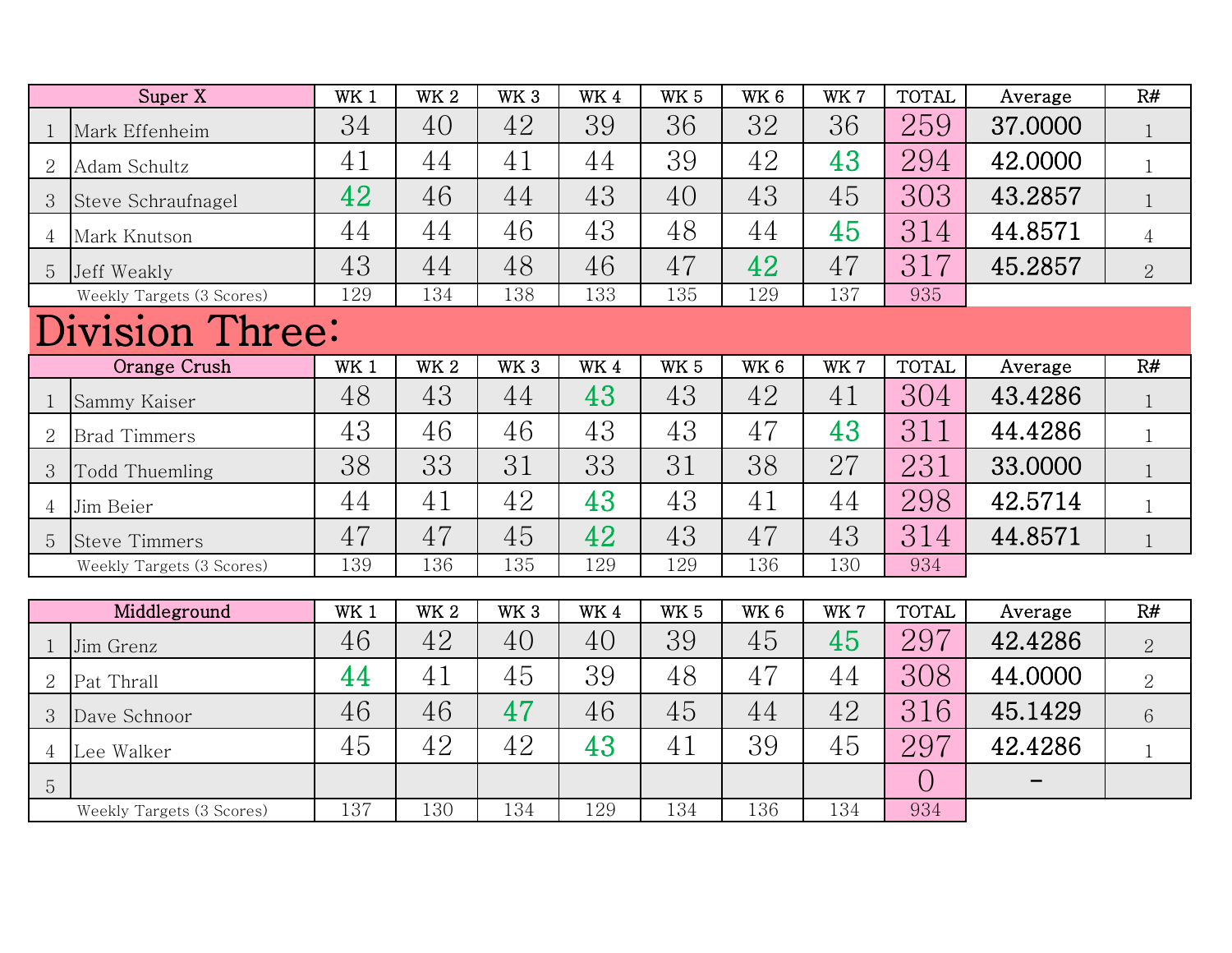| | Super X | WK 1 | WK 2 | WK 3 | WK 4 | WK 5 | WK 6 | WK 7 | TOTAL | Average | R# |
|---|---|---|---|---|---|---|---|---|---|---|---|
| 1 | Mark Effenheim | 34 | 40 | 42 | 39 | 36 | 32 | 36 | 259 | 37.0000 | 1 |
| 2 | Adam Schultz | 41 | 44 | 41 | 44 | 39 | 42 | 43 | 294 | 42.0000 | 1 |
| 3 | Steve Schraufnagel | 42 | 46 | 44 | 43 | 40 | 43 | 45 | 303 | 43.2857 | 1 |
| 4 | Mark Knutson | 44 | 44 | 46 | 43 | 48 | 44 | 45 | 314 | 44.8571 | 4 |
| 5 | Jeff Weakly | 43 | 44 | 48 | 46 | 47 | 42 | 47 | 317 | 45.2857 | 2 |
| | Weekly Targets (3 Scores) | 129 | 134 | 138 | 133 | 135 | 129 | 137 | 935 | | |

# Division Three:

| | Orange Crush | WK 1 | WK 2 | WK 3 | WK 4 | WK 5 | WK 6 | WK 7 | TOTAL | Average | R# |
|---|---|---|---|---|---|---|---|---|---|---|---|
| 1 | Sammy Kaiser | 48 | 43 | 44 | 43 | 43 | 42 | 41 | 304 | 43.4286 | 1 |
| 2 | Brad Timmers | 43 | 46 | 46 | 43 | 43 | 47 | 43 | 311 | 44.4286 | 1 |
| 3 | Todd Thuemling | 38 | 33 | 31 | 33 | 31 | 38 | 27 | 231 | 33.0000 | 1 |
| 4 | Jim Beier | 44 | 41 | 42 | 43 | 43 | 41 | 44 | 298 | 42.5714 | 1 |
| 5 | Steve Timmers | 47 | 47 | 45 | 42 | 43 | 47 | 43 | 314 | 44.8571 | 1 |
| | Weekly Targets (3 Scores) | 139 | 136 | 135 | 129 | 129 | 136 | 130 | 934 | | |

| | Middleground | WK 1 | WK 2 | WK 3 | WK 4 | WK 5 | WK 6 | WK 7 | TOTAL | Average | R# |
|---|---|---|---|---|---|---|---|---|---|---|---|
| 1 | Jim Grenz | 46 | 42 | 40 | 40 | 39 | 45 | 45 | 297 | 42.4286 | 2 |
| 2 | Pat Thrall | 44 | 41 | 45 | 39 | 48 | 47 | 44 | 308 | 44.0000 | 2 |
| 3 | Dave Schnoor | 46 | 46 | 47 | 46 | 45 | 44 | 42 | 316 | 45.1429 | 6 |
| 4 | Lee Walker | 45 | 42 | 42 | 43 | 41 | 39 | 45 | 297 | 42.4286 | 1 |
| 5 | | | | | | | | | 0 | - | |
| | Weekly Targets (3 Scores) | 137 | 130 | 134 | 129 | 134 | 136 | 134 | 934 | | |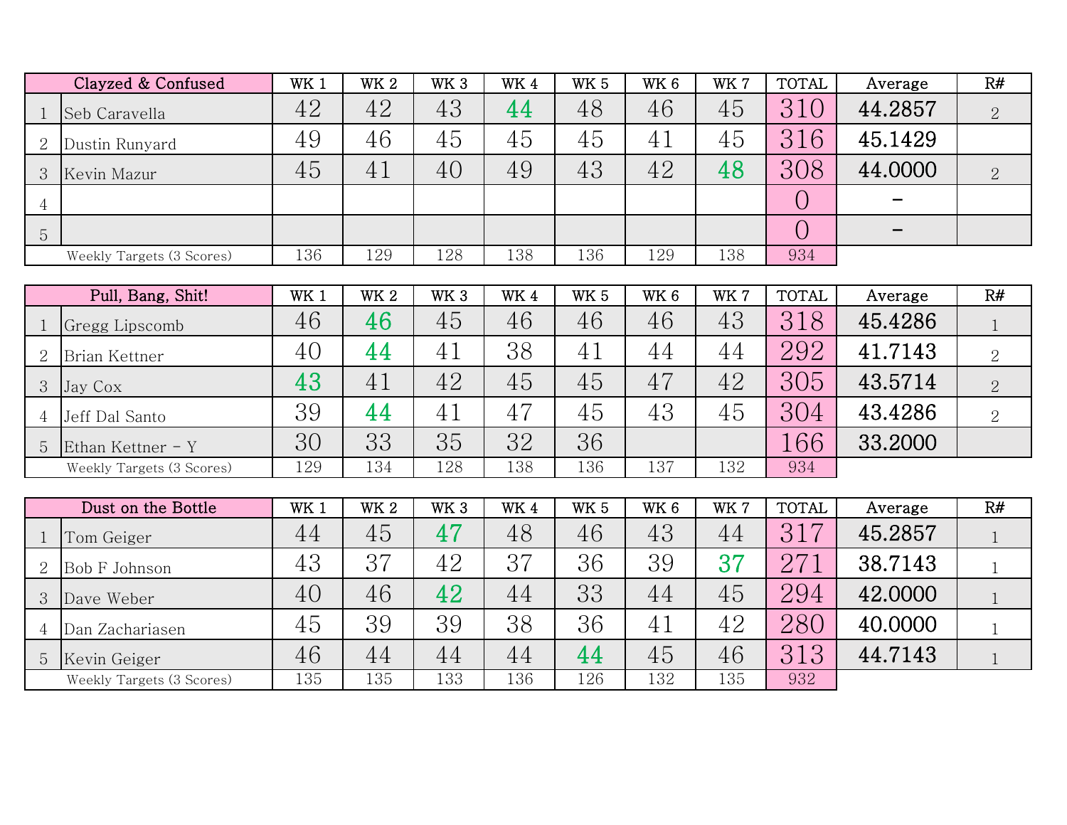| | Clayzed & Confused | WK 1 | WK 2 | WK 3 | WK 4 | WK 5 | WK 6 | WK 7 | TOTAL | Average | R# |
|---|---|---|---|---|---|---|---|---|---|---|---|
| 1 | Seb Caravella | 42 | 42 | 43 | 44 | 48 | 46 | 45 | 310 | 44.2857 | 2 |
| 2 | Dustin Runyard | 49 | 46 | 45 | 45 | 45 | 41 | 45 | 316 | 45.1429 | |
| 3 | Kevin Mazur | 45 | 41 | 40 | 49 | 43 | 42 | 48 | 308 | 44.0000 | 2 |
| 4 | | | | | | | | | 0 | – | |
| 5 | | | | | | | | | 0 | – | |
| | Weekly Targets (3 Scores) | 136 | 129 | 128 | 138 | 136 | 129 | 138 | 934 | | |

| | Pull, Bang, Shit! | WK 1 | WK 2 | WK 3 | WK 4 | WK 5 | WK 6 | WK 7 | TOTAL | Average | R# |
|---|---|---|---|---|---|---|---|---|---|---|---|
| 1 | Gregg Lipscomb | 46 | 46 | 45 | 46 | 46 | 46 | 43 | 318 | 45.4286 | 1 |
| 2 | Brian Kettner | 40 | 44 | 41 | 38 | 41 | 44 | 44 | 292 | 41.7143 | 2 |
| 3 | Jay Cox | 43 | 41 | 42 | 45 | 45 | 47 | 42 | 305 | 43.5714 | 2 |
| 4 | Jeff Dal Santo | 39 | 44 | 41 | 47 | 45 | 43 | 45 | 304 | 43.4286 | 2 |
| 5 | Ethan Kettner - Y | 30 | 33 | 35 | 32 | 36 | | | 166 | 33.2000 | |
| | Weekly Targets (3 Scores) | 129 | 134 | 128 | 138 | 136 | 137 | 132 | 934 | | |

| | Dust on the Bottle | WK 1 | WK 2 | WK 3 | WK 4 | WK 5 | WK 6 | WK 7 | TOTAL | Average | R# |
|---|---|---|---|---|---|---|---|---|---|---|---|
| 1 | Tom Geiger | 44 | 45 | 47 | 48 | 46 | 43 | 44 | 317 | 45.2857 | 1 |
| 2 | Bob F Johnson | 43 | 37 | 42 | 37 | 36 | 39 | 37 | 271 | 38.7143 | 1 |
| 3 | Dave Weber | 40 | 46 | 42 | 44 | 33 | 44 | 45 | 294 | 42.0000 | 1 |
| 4 | Dan Zachariasen | 45 | 39 | 39 | 38 | 36 | 41 | 42 | 280 | 40.0000 | 1 |
| 5 | Kevin Geiger | 46 | 44 | 44 | 44 | 44 | 45 | 46 | 313 | 44.7143 | 1 |
| | Weekly Targets (3 Scores) | 135 | 135 | 133 | 136 | 126 | 132 | 135 | 932 | | |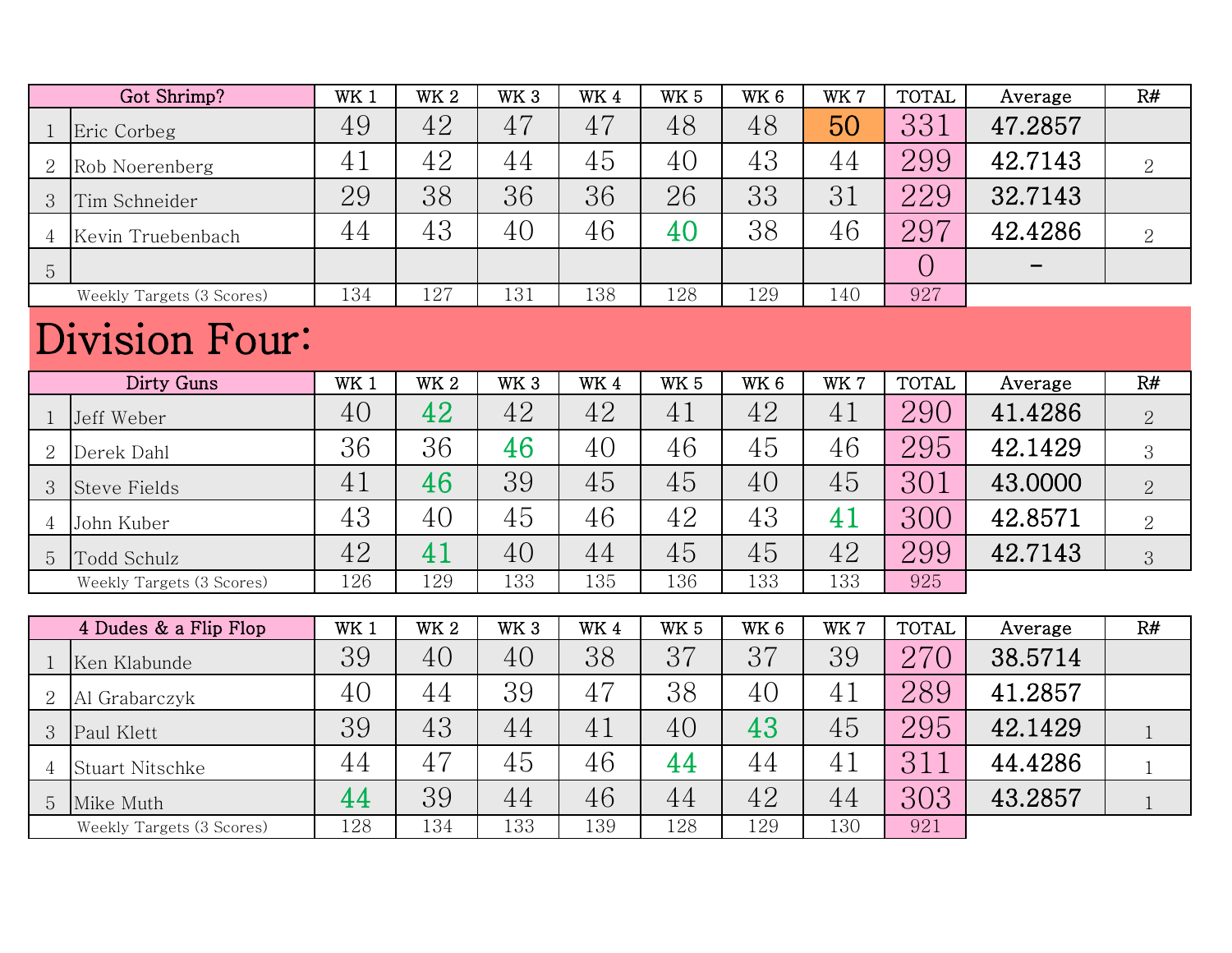| | Got Shrimp? | WK 1 | WK 2 | WK 3 | WK 4 | WK 5 | WK 6 | WK 7 | TOTAL | Average | R# |
|---|---|---|---|---|---|---|---|---|---|---|---|
| 1 | Eric Corbeg | 49 | 42 | 47 | 47 | 48 | 48 | 50 | 331 | 47.2857 | |
| 2 | Rob Noerenberg | 41 | 42 | 44 | 45 | 40 | 43 | 44 | 299 | 42.7143 | 2 |
| 3 | Tim Schneider | 29 | 38 | 36 | 36 | 26 | 33 | 31 | 229 | 32.7143 | |
| 4 | Kevin Truebenbach | 44 | 43 | 40 | 46 | 40 | 38 | 46 | 297 | 42.4286 | 2 |
| 5 | | | | | | | | | 0 | - | |
| | Weekly Targets (3 Scores) | 134 | 127 | 131 | 138 | 128 | 129 | 140 | 927 | | |

# Division Four:

| | Dirty Guns | WK 1 | WK 2 | WK 3 | WK 4 | WK 5 | WK 6 | WK 7 | TOTAL | Average | R# |
|---|---|---|---|---|---|---|---|---|---|---|---|
| 1 | Jeff Weber | 40 | 42 | 42 | 42 | 41 | 42 | 41 | 290 | 41.4286 | 2 |
| 2 | Derek Dahl | 36 | 36 | 46 | 40 | 46 | 45 | 46 | 295 | 42.1429 | 3 |
| 3 | Steve Fields | 41 | 46 | 39 | 45 | 45 | 40 | 45 | 301 | 43.0000 | 2 |
| 4 | John Kuber | 43 | 40 | 45 | 46 | 42 | 43 | 41 | 300 | 42.8571 | 2 |
| 5 | Todd Schulz | 42 | 41 | 40 | 44 | 45 | 45 | 42 | 299 | 42.7143 | 3 |
| | Weekly Targets (3 Scores) | 126 | 129 | 133 | 135 | 136 | 133 | 133 | 925 | | |

| | 4 Dudes & a Flip Flop | WK 1 | WK 2 | WK 3 | WK 4 | WK 5 | WK 6 | WK 7 | TOTAL | Average | R# |
|---|---|---|---|---|---|---|---|---|---|---|---|
| 1 | Ken Klabunde | 39 | 40 | 40 | 38 | 37 | 37 | 39 | 270 | 38.5714 | |
| 2 | Al Grabarczyk | 40 | 44 | 39 | 47 | 38 | 40 | 41 | 289 | 41.2857 | |
| 3 | Paul Klett | 39 | 43 | 44 | 41 | 40 | 43 | 45 | 295 | 42.1429 | 1 |
| 4 | Stuart Nitschke | 44 | 47 | 45 | 46 | 44 | 44 | 41 | 311 | 44.4286 | 1 |
| 5 | Mike Muth | 44 | 39 | 44 | 46 | 44 | 42 | 44 | 303 | 43.2857 | 1 |
| | Weekly Targets (3 Scores) | 128 | 134 | 133 | 139 | 128 | 129 | 130 | 921 | | |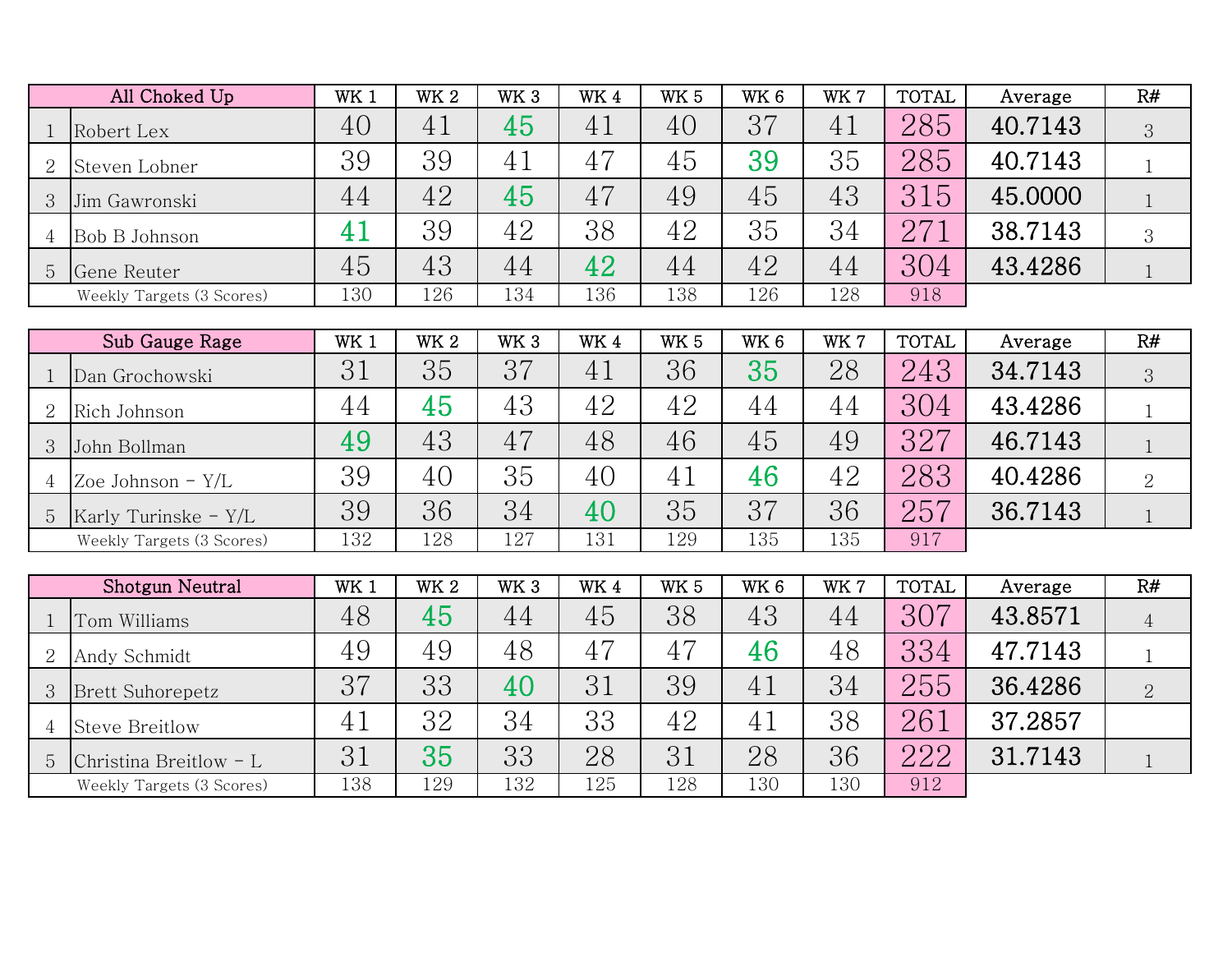| | All Choked Up | WK 1 | WK 2 | WK 3 | WK 4 | WK 5 | WK 6 | WK 7 | TOTAL | Average | R# |
|---|---|---|---|---|---|---|---|---|---|---|---|
| 1 | Robert Lex | 40 | 41 | 45 | 41 | 40 | 37 | 41 | 285 | 40.7143 | 3 |
| 2 | Steven Lobner | 39 | 39 | 41 | 47 | 45 | 39 | 35 | 285 | 40.7143 | 1 |
| 3 | Jim Gawronski | 44 | 42 | 45 | 47 | 49 | 45 | 43 | 315 | 45.0000 | 1 |
| 4 | Bob B Johnson | 41 | 39 | 42 | 38 | 42 | 35 | 34 | 271 | 38.7143 | 3 |
| 5 | Gene Reuter | 45 | 43 | 44 | 42 | 44 | 42 | 44 | 304 | 43.4286 | 1 |
| | Weekly Targets (3 Scores) | 130 | 126 | 134 | 136 | 138 | 126 | 128 | 918 | | |

| | Sub Gauge Rage | WK 1 | WK 2 | WK 3 | WK 4 | WK 5 | WK 6 | WK 7 | TOTAL | Average | R# |
|---|---|---|---|---|---|---|---|---|---|---|---|
| 1 | Dan Grochowski | 31 | 35 | 37 | 41 | 36 | 35 | 28 | 243 | 34.7143 | 3 |
| 2 | Rich Johnson | 44 | 45 | 43 | 42 | 42 | 44 | 44 | 304 | 43.4286 | 1 |
| 3 | John Bollman | 49 | 43 | 47 | 48 | 46 | 45 | 49 | 327 | 46.7143 | 1 |
| 4 | Zoe Johnson - Y/L | 39 | 40 | 35 | 40 | 41 | 46 | 42 | 283 | 40.4286 | 2 |
| 5 | Karly Turinske - Y/L | 39 | 36 | 34 | 40 | 35 | 37 | 36 | 257 | 36.7143 | 1 |
| | Weekly Targets (3 Scores) | 132 | 128 | 127 | 131 | 129 | 135 | 135 | 917 | | |

| | Shotgun Neutral | WK 1 | WK 2 | WK 3 | WK 4 | WK 5 | WK 6 | WK 7 | TOTAL | Average | R# |
|---|---|---|---|---|---|---|---|---|---|---|---|
| 1 | Tom Williams | 48 | 45 | 44 | 45 | 38 | 43 | 44 | 307 | 43.8571 | 4 |
| 2 | Andy Schmidt | 49 | 49 | 48 | 47 | 47 | 46 | 48 | 334 | 47.7143 | 1 |
| 3 | Brett Suhorepetz | 37 | 33 | 40 | 31 | 39 | 41 | 34 | 255 | 36.4286 | 2 |
| 4 | Steve Breitlow | 41 | 32 | 34 | 33 | 42 | 41 | 38 | 261 | 37.2857 | |
| 5 | Christina Breitlow - L | 31 | 35 | 33 | 28 | 31 | 28 | 36 | 222 | 31.7143 | 1 |
| | Weekly Targets (3 Scores) | 138 | 129 | 132 | 125 | 128 | 130 | 130 | 912 | | |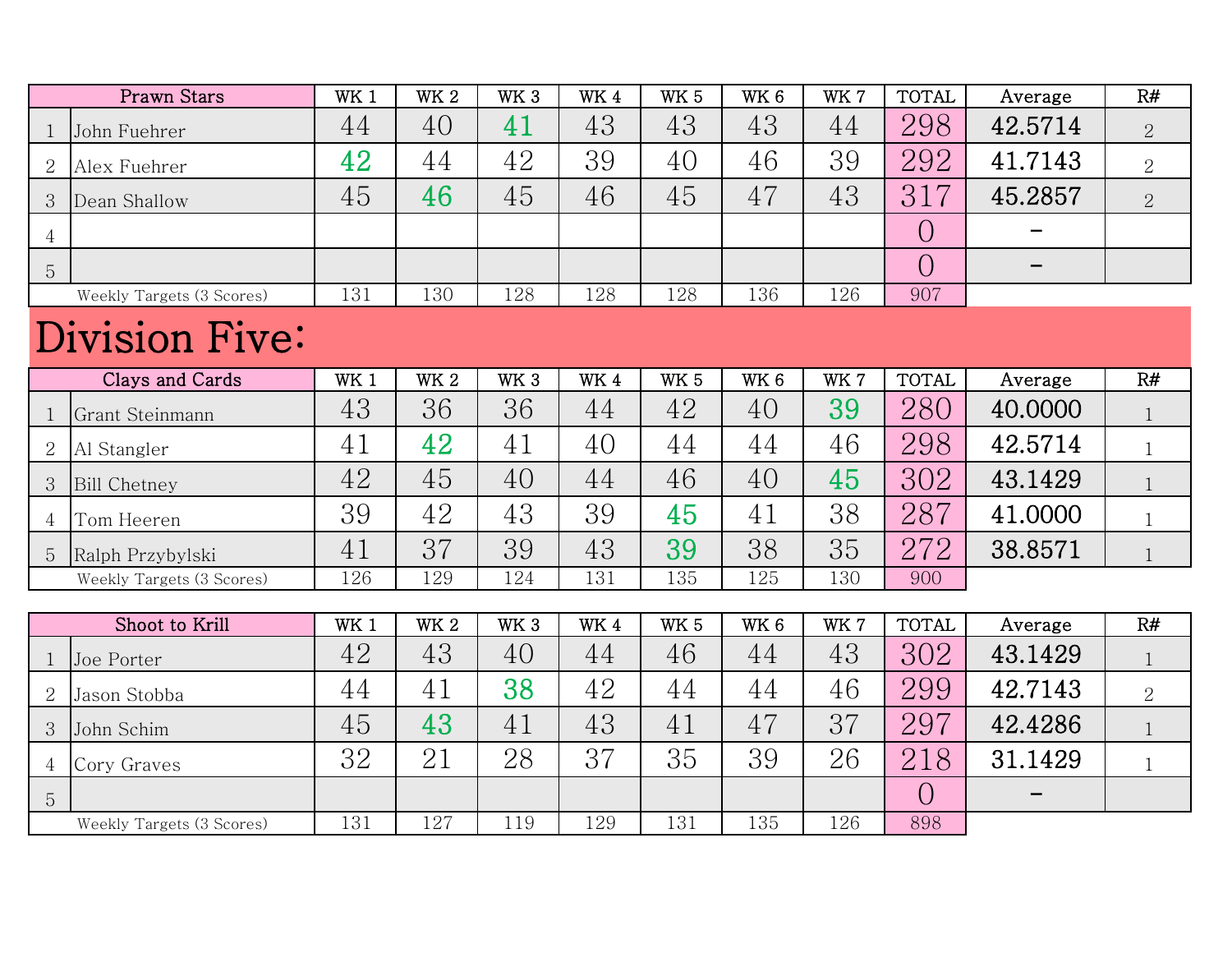| | Prawn Stars | WK 1 | WK 2 | WK 3 | WK 4 | WK 5 | WK 6 | WK 7 | TOTAL | Average | R# |
|---|---|---|---|---|---|---|---|---|---|---|---|
| 1 | John Fuehrer | 44 | 40 | 41 | 43 | 43 | 43 | 44 | 298 | 42.5714 | 2 |
| 2 | Alex Fuehrer | 42 | 44 | 42 | 39 | 40 | 46 | 39 | 292 | 41.7143 | 2 |
| 3 | Dean Shallow | 45 | 46 | 45 | 46 | 45 | 47 | 43 | 317 | 45.2857 | 2 |
| 4 | | | | | | | | | 0 | - | |
| 5 | | | | | | | | | 0 | - | |
| | Weekly Targets (3 Scores) | 131 | 130 | 128 | 128 | 128 | 136 | 126 | 907 | | |

# Division Five:

| | Clays and Cards | WK 1 | WK 2 | WK 3 | WK 4 | WK 5 | WK 6 | WK 7 | TOTAL | Average | R# |
|---|---|---|---|---|---|---|---|---|---|---|---|
| 1 | Grant Steinmann | 43 | 36 | 36 | 44 | 42 | 40 | 39 | 280 | 40.0000 | 1 |
| 2 | Al Stangler | 41 | 42 | 41 | 40 | 44 | 44 | 46 | 298 | 42.5714 | 1 |
| 3 | Bill Chetney | 42 | 45 | 40 | 44 | 46 | 40 | 45 | 302 | 43.1429 | 1 |
| 4 | Tom Heeren | 39 | 42 | 43 | 39 | 45 | 41 | 38 | 287 | 41.0000 | 1 |
| 5 | Ralph Przybylski | 41 | 37 | 39 | 43 | 39 | 38 | 35 | 272 | 38.8571 | 1 |
| | Weekly Targets (3 Scores) | 126 | 129 | 124 | 131 | 135 | 125 | 130 | 900 | | |

| | Shoot to Krill | WK 1 | WK 2 | WK 3 | WK 4 | WK 5 | WK 6 | WK 7 | TOTAL | Average | R# |
|---|---|---|---|---|---|---|---|---|---|---|---|
| 1 | Joe Porter | 42 | 43 | 40 | 44 | 46 | 44 | 43 | 302 | 43.1429 | 1 |
| 2 | Jason Stobba | 44 | 41 | 38 | 42 | 44 | 44 | 46 | 299 | 42.7143 | 2 |
| 3 | John Schim | 45 | 43 | 41 | 43 | 41 | 47 | 37 | 297 | 42.4286 | 1 |
| 4 | Cory Graves | 32 | 21 | 28 | 37 | 35 | 39 | 26 | 218 | 31.1429 | 1 |
| 5 | | | | | | | | | 0 | - | |
| | Weekly Targets (3 Scores) | 131 | 127 | 119 | 129 | 131 | 135 | 126 | 898 | | |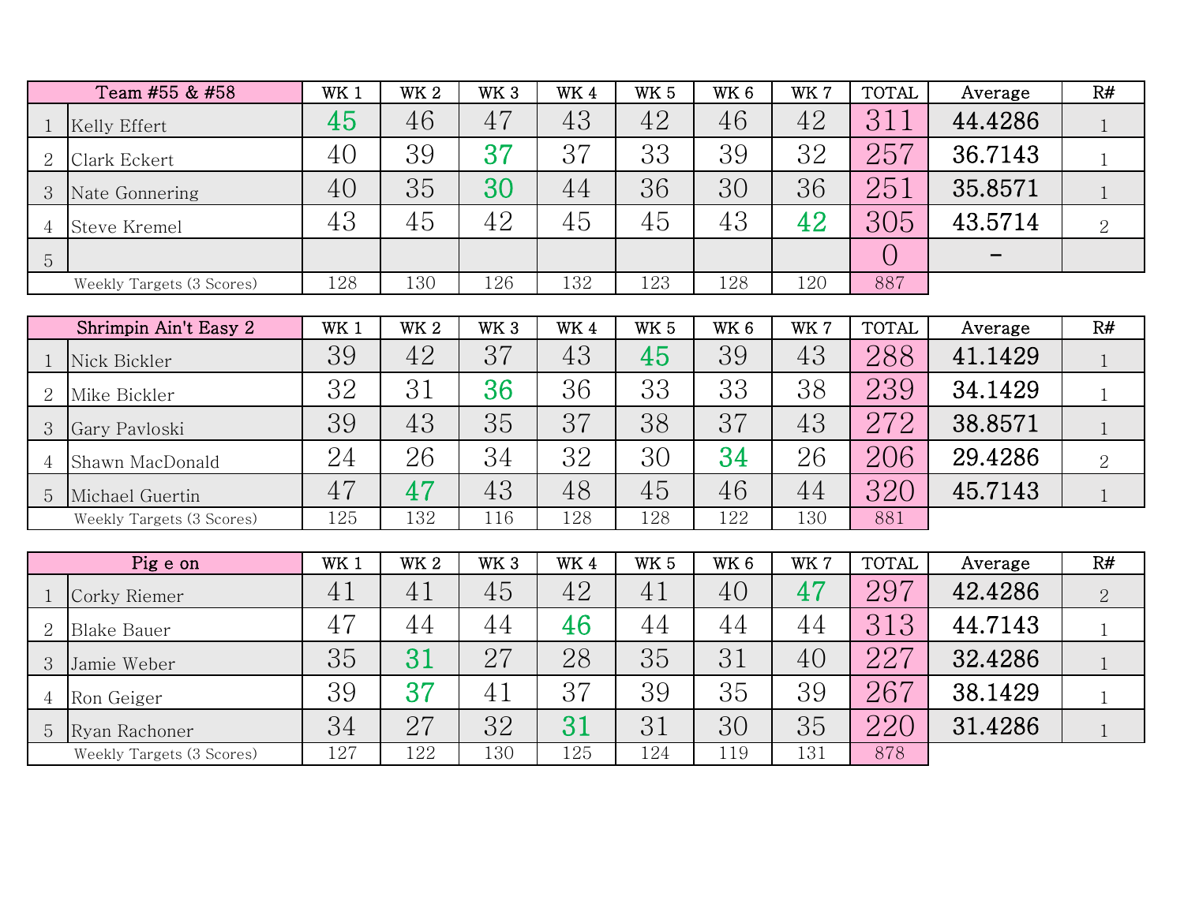| | Team #55 & #58 | WK 1 | WK 2 | WK 3 | WK 4 | WK 5 | WK 6 | WK 7 | TOTAL | Average | R# |
|---|---|---|---|---|---|---|---|---|---|---|---|
| 1 | Kelly Effert | 45 | 46 | 47 | 43 | 42 | 46 | 42 | 311 | 44.4286 | 1 |
| 2 | Clark Eckert | 40 | 39 | 37 | 37 | 33 | 39 | 32 | 257 | 36.7143 | 1 |
| 3 | Nate Gonnering | 40 | 35 | 30 | 44 | 36 | 30 | 36 | 251 | 35.8571 | 1 |
| 4 | Steve Kremel | 43 | 45 | 42 | 45 | 45 | 43 | 42 | 305 | 43.5714 | 2 |
| 5 | | | | | | | | | 0 | - | |
| | Weekly Targets (3 Scores) | 128 | 130 | 126 | 132 | 123 | 128 | 120 | 887 | | |

| | Shrimpin Ain't Easy 2 | WK 1 | WK 2 | WK 3 | WK 4 | WK 5 | WK 6 | WK 7 | TOTAL | Average | R# |
|---|---|---|---|---|---|---|---|---|---|---|---|
| 1 | Nick Bickler | 39 | 42 | 37 | 43 | 45 | 39 | 43 | 288 | 41.1429 | 1 |
| 2 | Mike Bickler | 32 | 31 | 36 | 36 | 33 | 33 | 38 | 239 | 34.1429 | 1 |
| 3 | Gary Pavloski | 39 | 43 | 35 | 37 | 38 | 37 | 43 | 272 | 38.8571 | 1 |
| 4 | Shawn MacDonald | 24 | 26 | 34 | 32 | 30 | 34 | 26 | 206 | 29.4286 | 2 |
| 5 | Michael Guertin | 47 | 47 | 43 | 48 | 45 | 46 | 44 | 320 | 45.7143 | 1 |
| | Weekly Targets (3 Scores) | 125 | 132 | 116 | 128 | 128 | 122 | 130 | 881 | | |

| | Pig e on | WK 1 | WK 2 | WK 3 | WK 4 | WK 5 | WK 6 | WK 7 | TOTAL | Average | R# |
|---|---|---|---|---|---|---|---|---|---|---|---|
| 1 | Corky Riemer | 41 | 41 | 45 | 42 | 41 | 40 | 47 | 297 | 42.4286 | 2 |
| 2 | Blake Bauer | 47 | 44 | 44 | 46 | 44 | 44 | 44 | 313 | 44.7143 | 1 |
| 3 | Jamie Weber | 35 | 31 | 27 | 28 | 35 | 31 | 40 | 227 | 32.4286 | 1 |
| 4 | Ron Geiger | 39 | 37 | 41 | 37 | 39 | 35 | 39 | 267 | 38.1429 | 1 |
| 5 | Ryan Rachoner | 34 | 27 | 32 | 31 | 31 | 30 | 35 | 220 | 31.4286 | 1 |
| | Weekly Targets (3 Scores) | 127 | 122 | 130 | 125 | 124 | 119 | 131 | 878 | | |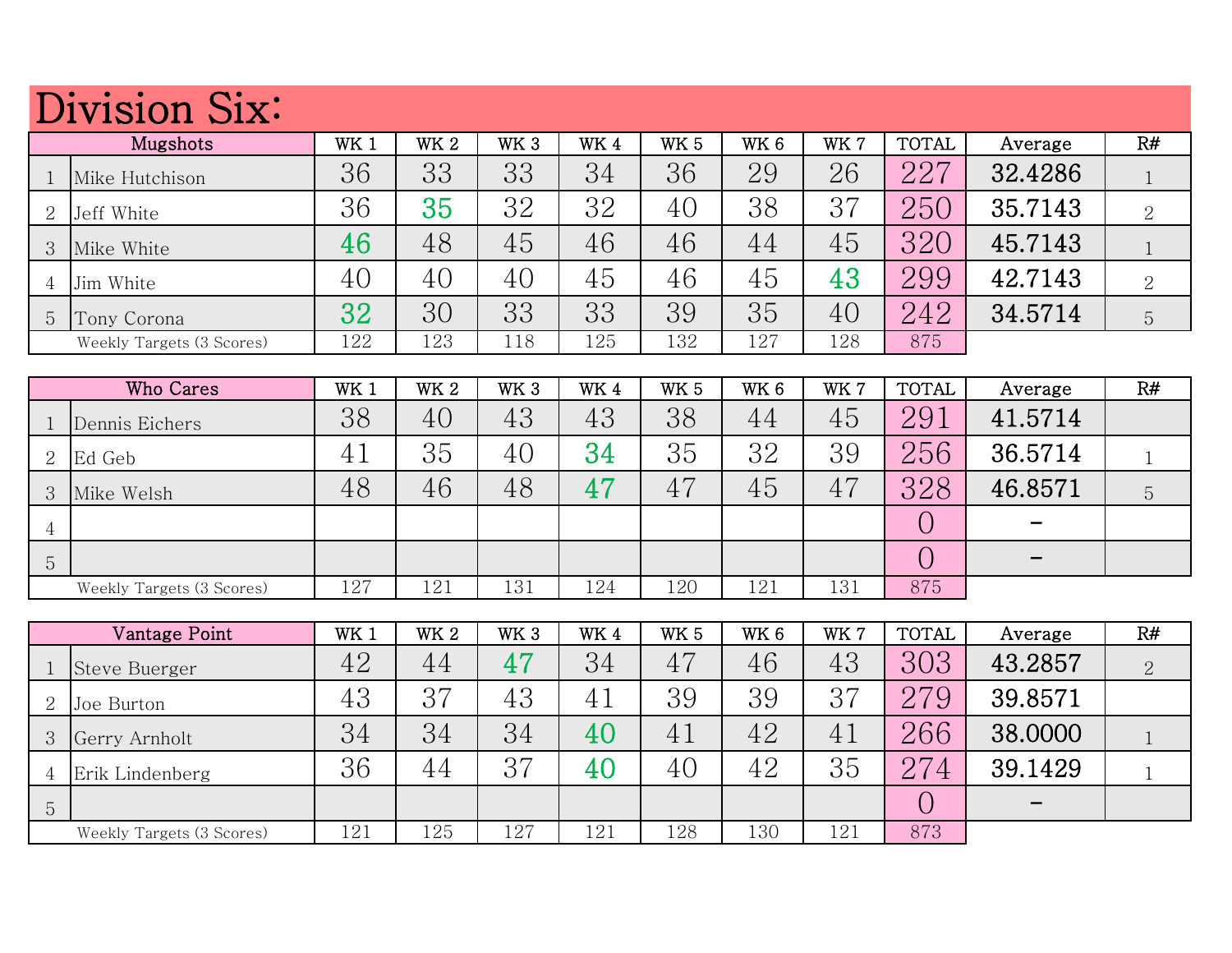# Division Six:

| | Mugshots | WK 1 | WK 2 | WK 3 | WK 4 | WK 5 | WK 6 | WK 7 | TOTAL | Average | R# |
|---|---|---|---|---|---|---|---|---|---|---|---|
| 1 | Mike Hutchison | 36 | 33 | 33 | 34 | 36 | 29 | 26 | 227 | 32.4286 | 1 |
| 2 | Jeff White | 36 | 35 | 32 | 32 | 40 | 38 | 37 | 250 | 35.7143 | 2 |
| 3 | Mike White | 46 | 48 | 45 | 46 | 46 | 44 | 45 | 320 | 45.7143 | 1 |
| 4 | Jim White | 40 | 40 | 40 | 45 | 46 | 45 | 43 | 299 | 42.7143 | 2 |
| 5 | Tony Corona | 32 | 30 | 33 | 33 | 39 | 35 | 40 | 242 | 34.5714 | 5 |
| | Weekly Targets (3 Scores) | 122 | 123 | 118 | 125 | 132 | 127 | 128 | 875 | | |

| | Who Cares | WK 1 | WK 2 | WK 3 | WK 4 | WK 5 | WK 6 | WK 7 | TOTAL | Average | R# |
|---|---|---|---|---|---|---|---|---|---|---|---|
| 1 | Dennis Eichers | 38 | 40 | 43 | 43 | 38 | 44 | 45 | 291 | 41.5714 | |
| 2 | Ed Geb | 41 | 35 | 40 | 34 | 35 | 32 | 39 | 256 | 36.5714 | 1 |
| 3 | Mike Welsh | 48 | 46 | 48 | 47 | 47 | 45 | 47 | 328 | 46.8571 | 5 |
| 4 | | | | | | | | | 0 | - | |
| 5 | | | | | | | | | 0 | - | |
| | Weekly Targets (3 Scores) | 127 | 121 | 131 | 124 | 120 | 121 | 131 | 875 | | |

| | Vantage Point | WK 1 | WK 2 | WK 3 | WK 4 | WK 5 | WK 6 | WK 7 | TOTAL | Average | R# |
|---|---|---|---|---|---|---|---|---|---|---|---|
| 1 | Steve Buerger | 42 | 44 | 47 | 34 | 47 | 46 | 43 | 303 | 43.2857 | 2 |
| 2 | Joe Burton | 43 | 37 | 43 | 41 | 39 | 39 | 37 | 279 | 39.8571 | |
| 3 | Gerry Arnholt | 34 | 34 | 34 | 40 | 41 | 42 | 41 | 266 | 38.0000 | 1 |
| 4 | Erik Lindenberg | 36 | 44 | 37 | 40 | 40 | 42 | 35 | 274 | 39.1429 | 1 |
| 5 | | | | | | | | | 0 | - | |
| | Weekly Targets (3 Scores) | 121 | 125 | 127 | 121 | 128 | 130 | 121 | 873 | | |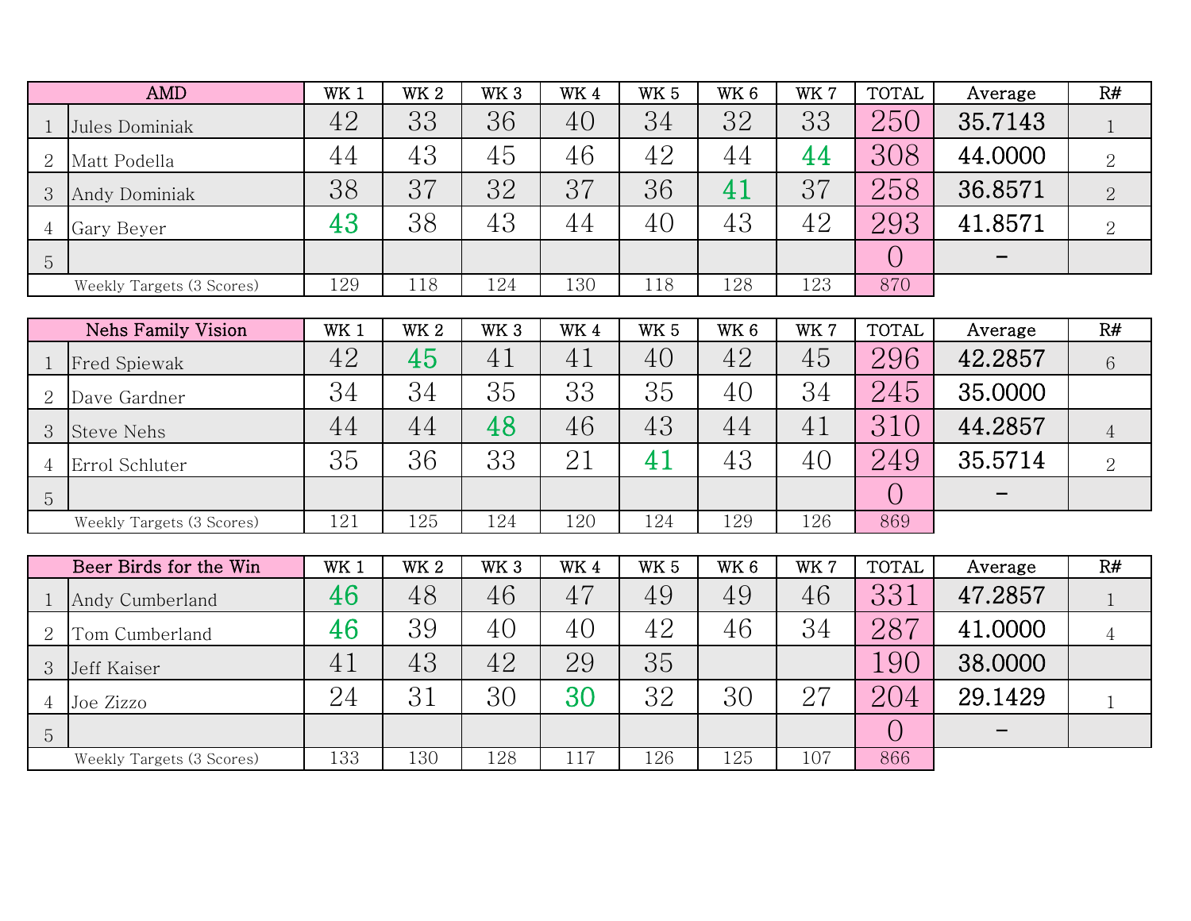| | AMD | WK 1 | WK 2 | WK 3 | WK 4 | WK 5 | WK 6 | WK 7 | TOTAL | Average | R# |
|---|---|---|---|---|---|---|---|---|---|---|---|
| 1 | Jules Dominiak | 42 | 33 | 36 | 40 | 34 | 32 | 33 | 250 | 35.7143 | 1 |
| 2 | Matt Podella | 44 | 43 | 45 | 46 | 42 | 44 | 44 | 308 | 44.0000 | 2 |
| 3 | Andy Dominiak | 38 | 37 | 32 | 37 | 36 | 41 | 37 | 258 | 36.8571 | 2 |
| 4 | Gary Beyer | 43 | 38 | 43 | 44 | 40 | 43 | 42 | 293 | 41.8571 | 2 |
| 5 | | | | | | | | | 0 | - | |
| | Weekly Targets (3 Scores) | 129 | 118 | 124 | 130 | 118 | 128 | 123 | 870 | | |

| | Nehs Family Vision | WK 1 | WK 2 | WK 3 | WK 4 | WK 5 | WK 6 | WK 7 | TOTAL | Average | R# |
|---|---|---|---|---|---|---|---|---|---|---|---|
| 1 | Fred Spiewak | 42 | 45 | 41 | 41 | 40 | 42 | 45 | 296 | 42.2857 | 6 |
| 2 | Dave Gardner | 34 | 34 | 35 | 33 | 35 | 40 | 34 | 245 | 35.0000 | |
| 3 | Steve Nehs | 44 | 44 | 48 | 46 | 43 | 44 | 41 | 310 | 44.2857 | 4 |
| 4 | Errol Schluter | 35 | 36 | 33 | 21 | 41 | 43 | 40 | 249 | 35.5714 | 2 |
| 5 | | | | | | | | | 0 | - | |
| | Weekly Targets (3 Scores) | 121 | 125 | 124 | 120 | 124 | 129 | 126 | 869 | | |

| | Beer Birds for the Win | WK 1 | WK 2 | WK 3 | WK 4 | WK 5 | WK 6 | WK 7 | TOTAL | Average | R# |
|---|---|---|---|---|---|---|---|---|---|---|---|
| 1 | Andy Cumberland | 46 | 48 | 46 | 47 | 49 | 49 | 46 | 331 | 47.2857 | 1 |
| 2 | Tom Cumberland | 46 | 39 | 40 | 40 | 42 | 46 | 34 | 287 | 41.0000 | 4 |
| 3 | Jeff Kaiser | 41 | 43 | 42 | 29 | 35 | | | 190 | 38.0000 | |
| 4 | Joe Zizzo | 24 | 31 | 30 | 30 | 32 | 30 | 27 | 204 | 29.1429 | 1 |
| 5 | | | | | | | | | 0 | - | |
| | Weekly Targets (3 Scores) | 133 | 130 | 128 | 117 | 126 | 125 | 107 | 866 | | |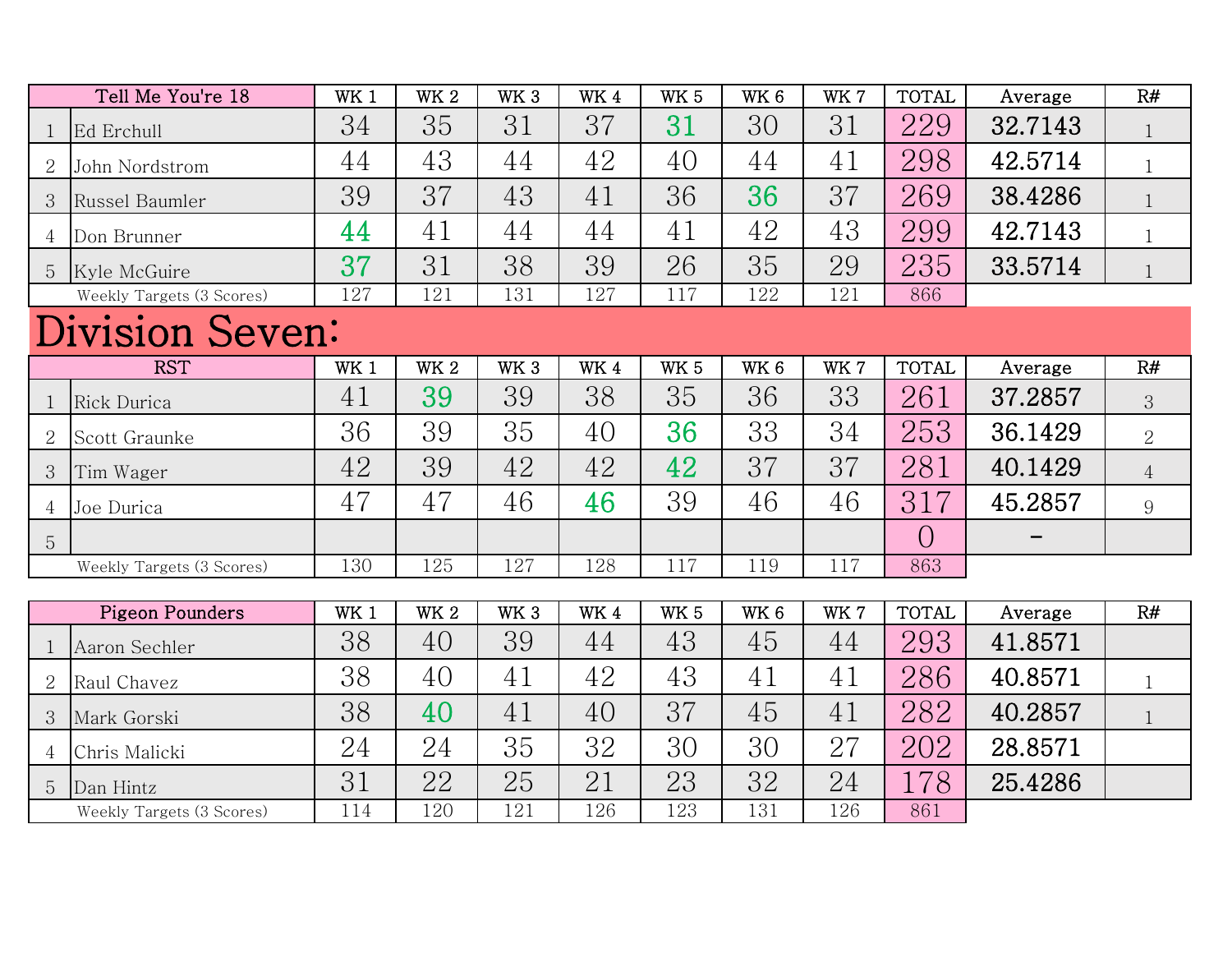| | Tell Me You're 18 | WK 1 | WK 2 | WK 3 | WK 4 | WK 5 | WK 6 | WK 7 | TOTAL | Average | R# |
|---|---|---|---|---|---|---|---|---|---|---|---|
| 1 | Ed Erchull | 34 | 35 | 31 | 37 | 31 | 30 | 31 | 229 | 32.7143 | 1 |
| 2 | John Nordstrom | 44 | 43 | 44 | 42 | 40 | 44 | 41 | 298 | 42.5714 | 1 |
| 3 | Russel Baumler | 39 | 37 | 43 | 41 | 36 | 36 | 37 | 269 | 38.4286 | 1 |
| 4 | Don Brunner | 44 | 41 | 44 | 44 | 41 | 42 | 43 | 299 | 42.7143 | 1 |
| 5 | Kyle McGuire | 37 | 31 | 38 | 39 | 26 | 35 | 29 | 235 | 33.5714 | 1 |
| | Weekly Targets (3 Scores) | 127 | 121 | 131 | 127 | 117 | 122 | 121 | 866 | | |

# Division Seven:

| | RST | WK 1 | WK 2 | WK 3 | WK 4 | WK 5 | WK 6 | WK 7 | TOTAL | Average | R# |
|---|---|---|---|---|---|---|---|---|---|---|---|
| 1 | Rick Durica | 41 | 39 | 39 | 38 | 35 | 36 | 33 | 261 | 37.2857 | 3 |
| 2 | Scott Graunke | 36 | 39 | 35 | 40 | 36 | 33 | 34 | 253 | 36.1429 | 2 |
| 3 | Tim Wager | 42 | 39 | 42 | 42 | 42 | 37 | 37 | 281 | 40.1429 | 4 |
| 4 | Joe Durica | 47 | 47 | 46 | 46 | 39 | 46 | 46 | 317 | 45.2857 | 9 |
| 5 | | | | | | | | | 0 | - | |
| | Weekly Targets (3 Scores) | 130 | 125 | 127 | 128 | 117 | 119 | 117 | 863 | | |

| | Pigeon Pounders | WK 1 | WK 2 | WK 3 | WK 4 | WK 5 | WK 6 | WK 7 | TOTAL | Average | R# |
|---|---|---|---|---|---|---|---|---|---|---|---|
| 1 | Aaron Sechler | 38 | 40 | 39 | 44 | 43 | 45 | 44 | 293 | 41.8571 | |
| 2 | Raul Chavez | 38 | 40 | 41 | 42 | 43 | 41 | 41 | 286 | 40.8571 | 1 |
| 3 | Mark Gorski | 38 | 40 | 41 | 40 | 37 | 45 | 41 | 282 | 40.2857 | 1 |
| 4 | Chris Malicki | 24 | 24 | 35 | 32 | 30 | 30 | 27 | 202 | 28.8571 | |
| 5 | Dan Hintz | 31 | 22 | 25 | 21 | 23 | 32 | 24 | 178 | 25.4286 | |
| | Weekly Targets (3 Scores) | 114 | 120 | 121 | 126 | 123 | 131 | 126 | 861 | | |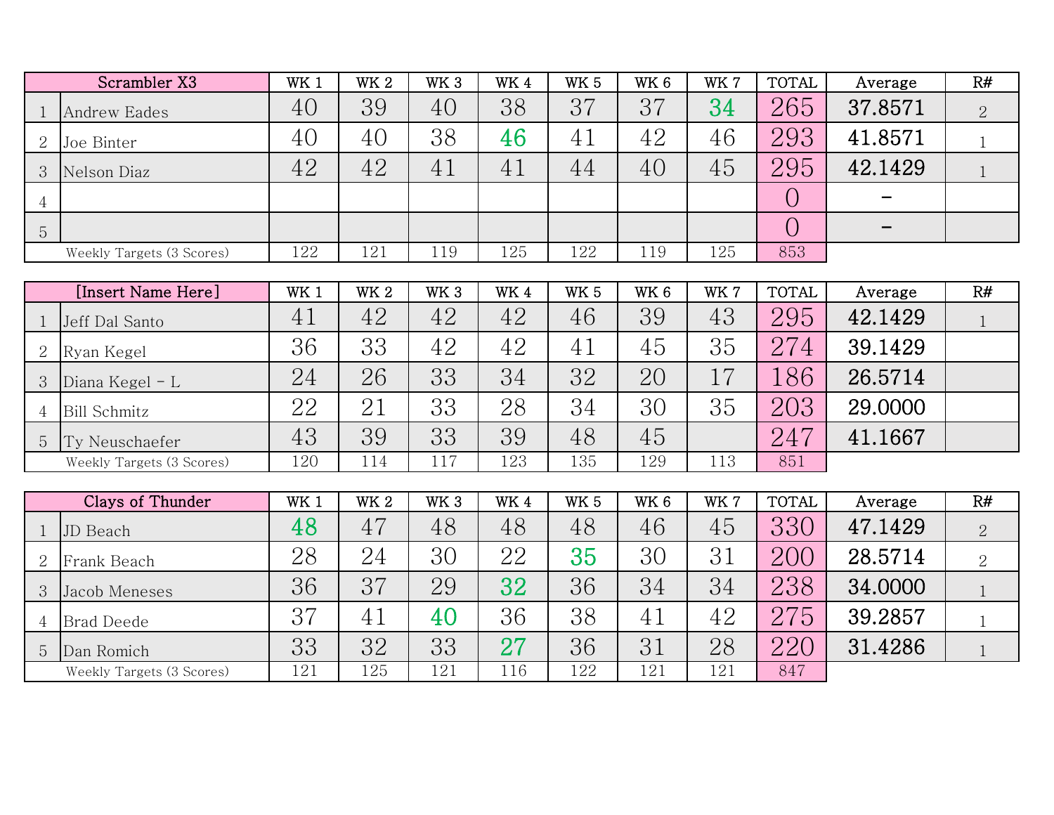| | Scrambler X3 | WK 1 | WK 2 | WK 3 | WK 4 | WK 5 | WK 6 | WK 7 | TOTAL | Average | R# |
|---|---|---|---|---|---|---|---|---|---|---|---|
| 1 | Andrew Eades | 40 | 39 | 40 | 38 | 37 | 37 | 34 | 265 | 37.8571 | 2 |
| 2 | Joe Binter | 40 | 40 | 38 | 46 | 41 | 42 | 46 | 293 | 41.8571 | 1 |
| 3 | Nelson Diaz | 42 | 42 | 41 | 41 | 44 | 40 | 45 | 295 | 42.1429 | 1 |
| 4 | | | | | | | | | 0 | - | |
| 5 | | | | | | | | | 0 | - | |
| | Weekly Targets (3 Scores) | 122 | 121 | 119 | 125 | 122 | 119 | 125 | 853 | | |

| | [Insert Name Here] | WK 1 | WK 2 | WK 3 | WK 4 | WK 5 | WK 6 | WK 7 | TOTAL | Average | R# |
|---|---|---|---|---|---|---|---|---|---|---|---|
| 1 | Jeff Dal Santo | 41 | 42 | 42 | 42 | 46 | 39 | 43 | 295 | 42.1429 | 1 |
| 2 | Ryan Kegel | 36 | 33 | 42 | 42 | 41 | 45 | 35 | 274 | 39.1429 | |
| 3 | Diana Kegel - L | 24 | 26 | 33 | 34 | 32 | 20 | 17 | 186 | 26.5714 | |
| 4 | Bill Schmitz | 22 | 21 | 33 | 28 | 34 | 30 | 35 | 203 | 29.0000 | |
| 5 | Ty Neuschaefer | 43 | 39 | 33 | 39 | 48 | 45 | | 247 | 41.1667 | |
| | Weekly Targets (3 Scores) | 120 | 114 | 117 | 123 | 135 | 129 | 113 | 851 | | |

| | Clays of Thunder | WK 1 | WK 2 | WK 3 | WK 4 | WK 5 | WK 6 | WK 7 | TOTAL | Average | R# |
|---|---|---|---|---|---|---|---|---|---|---|---|
| 1 | JD Beach | 48 | 47 | 48 | 48 | 48 | 46 | 45 | 330 | 47.1429 | 2 |
| 2 | Frank Beach | 28 | 24 | 30 | 22 | 35 | 30 | 31 | 200 | 28.5714 | 2 |
| 3 | Jacob Meneses | 36 | 37 | 29 | 32 | 36 | 34 | 34 | 238 | 34.0000 | 1 |
| 4 | Brad Deede | 37 | 41 | 40 | 36 | 38 | 41 | 42 | 275 | 39.2857 | 1 |
| 5 | Dan Romich | 33 | 32 | 33 | 27 | 36 | 31 | 28 | 220 | 31.4286 | 1 |
| | Weekly Targets (3 Scores) | 121 | 125 | 121 | 116 | 122 | 121 | 121 | 847 | | |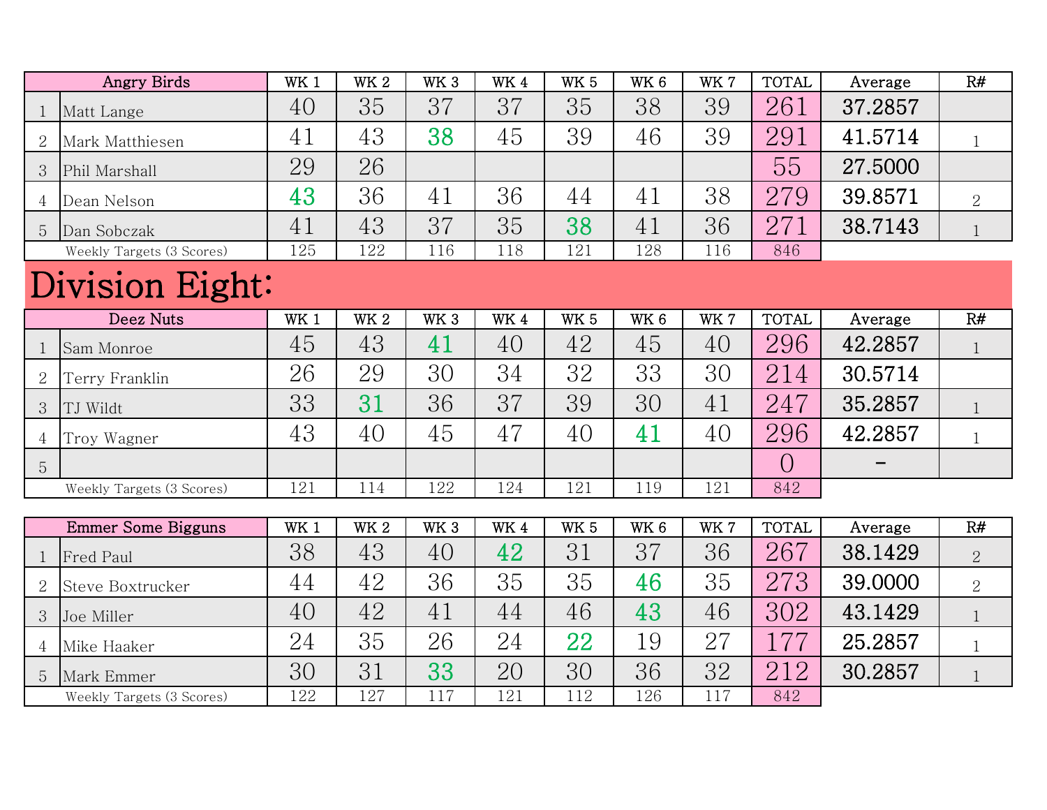| | Angry Birds | WK 1 | WK 2 | WK 3 | WK 4 | WK 5 | WK 6 | WK 7 | TOTAL | Average | R# |
|---|---|---|---|---|---|---|---|---|---|---|---|
| 1 | Matt Lange | 40 | 35 | 37 | 37 | 35 | 38 | 39 | 261 | 37.2857 | |
| 2 | Mark Matthiesen | 41 | 43 | 38 | 45 | 39 | 46 | 39 | 291 | 41.5714 | 1 |
| 3 | Phil Marshall | 29 | 26 | | | | | | 55 | 27.5000 | |
| 4 | Dean Nelson | 43 | 36 | 41 | 36 | 44 | 41 | 38 | 279 | 39.8571 | 2 |
| 5 | Dan Sobczak | 41 | 43 | 37 | 35 | 38 | 41 | 36 | 271 | 38.7143 | 1 |
| | Weekly Targets (3 Scores) | 125 | 122 | 116 | 118 | 121 | 128 | 116 | 846 | | |

# Division Eight:

| | Deez Nuts | WK 1 | WK 2 | WK 3 | WK 4 | WK 5 | WK 6 | WK 7 | TOTAL | Average | R# |
|---|---|---|---|---|---|---|---|---|---|---|---|
| 1 | Sam Monroe | 45 | 43 | 41 | 40 | 42 | 45 | 40 | 296 | 42.2857 | 1 |
| 2 | Terry Franklin | 26 | 29 | 30 | 34 | 32 | 33 | 30 | 214 | 30.5714 | |
| 3 | TJ Wildt | 33 | 31 | 36 | 37 | 39 | 30 | 41 | 247 | 35.2857 | 1 |
| 4 | Troy Wagner | 43 | 40 | 45 | 47 | 40 | 41 | 40 | 296 | 42.2857 | 1 |
| 5 | | | | | | | | | 0 | - | |
| | Weekly Targets (3 Scores) | 121 | 114 | 122 | 124 | 121 | 119 | 121 | 842 | | |

| | Emmer Some Bigguns | WK 1 | WK 2 | WK 3 | WK 4 | WK 5 | WK 6 | WK 7 | TOTAL | Average | R# |
|---|---|---|---|---|---|---|---|---|---|---|---|
| 1 | Fred Paul | 38 | 43 | 40 | 42 | 31 | 37 | 36 | 267 | 38.1429 | 2 |
| 2 | Steve Boxtrucker | 44 | 42 | 36 | 35 | 35 | 46 | 35 | 273 | 39.0000 | 2 |
| 3 | Joe Miller | 40 | 42 | 41 | 44 | 46 | 43 | 46 | 302 | 43.1429 | 1 |
| 4 | Mike Haaker | 24 | 35 | 26 | 24 | 22 | 19 | 27 | 177 | 25.2857 | 1 |
| 5 | Mark Emmer | 30 | 31 | 33 | 20 | 30 | 36 | 32 | 212 | 30.2857 | 1 |
| | Weekly Targets (3 Scores) | 122 | 127 | 117 | 121 | 112 | 126 | 117 | 842 | | |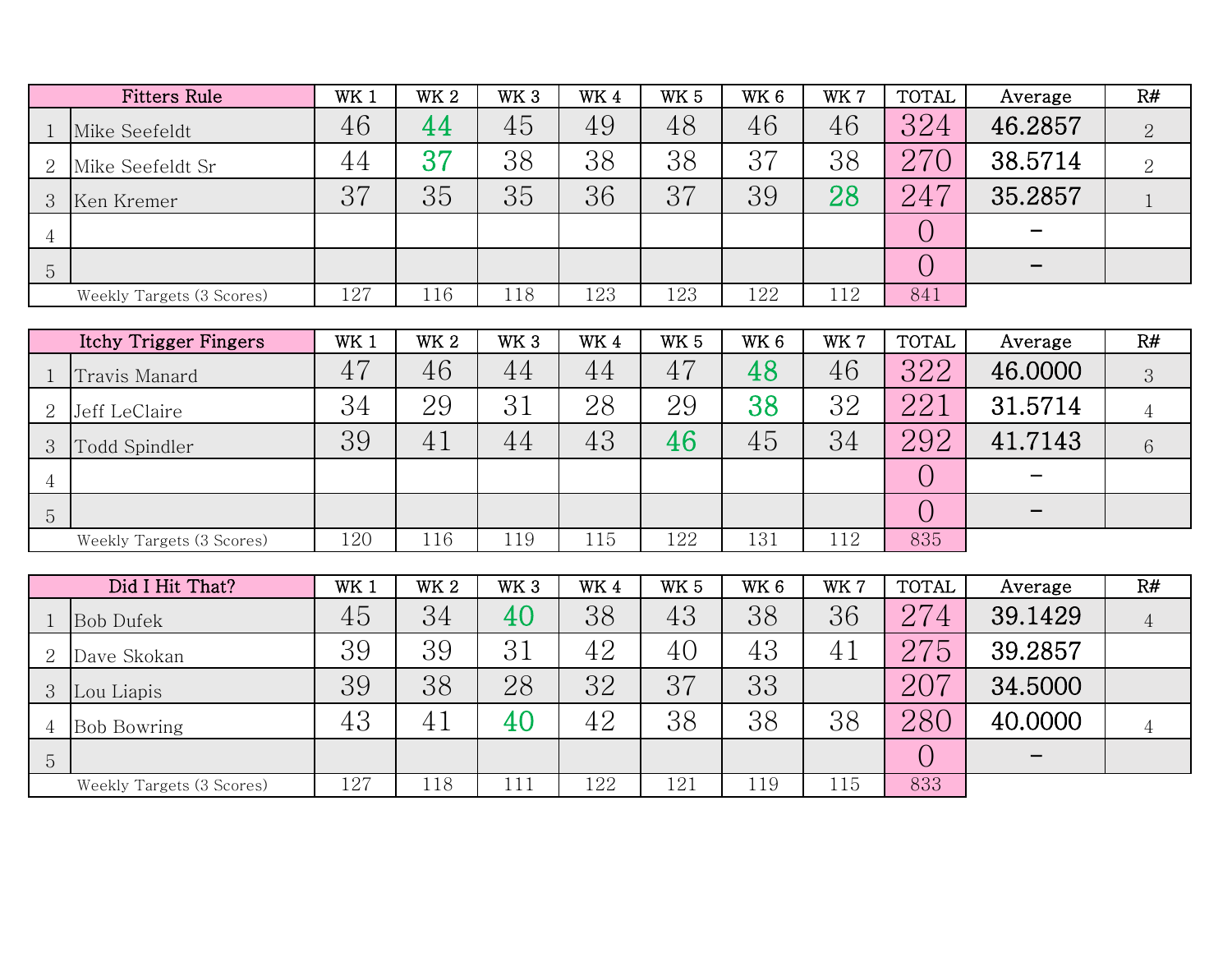| | Fitters Rule | WK 1 | WK 2 | WK 3 | WK 4 | WK 5 | WK 6 | WK 7 | TOTAL | Average | R# |
|---|---|---|---|---|---|---|---|---|---|---|---|
| 1 | Mike Seefeldt | 46 | 44 | 45 | 49 | 48 | 46 | 46 | 324 | 46.2857 | 2 |
| 2 | Mike Seefeldt Sr | 44 | 37 | 38 | 38 | 38 | 37 | 38 | 270 | 38.5714 | 2 |
| 3 | Ken Kremer | 37 | 35 | 35 | 36 | 37 | 39 | 28 | 247 | 35.2857 | 1 |
| 4 | | | | | | | | | 0 | - | |
| 5 | | | | | | | | | 0 | - | |
| | Weekly Targets (3 Scores) | 127 | 116 | 118 | 123 | 123 | 122 | 112 | 841 | | |

| | Itchy Trigger Fingers | WK 1 | WK 2 | WK 3 | WK 4 | WK 5 | WK 6 | WK 7 | TOTAL | Average | R# |
|---|---|---|---|---|---|---|---|---|---|---|---|
| 1 | Travis Manard | 47 | 46 | 44 | 44 | 47 | 48 | 46 | 322 | 46.0000 | 3 |
| 2 | Jeff LeClaire | 34 | 29 | 31 | 28 | 29 | 38 | 32 | 221 | 31.5714 | 4 |
| 3 | Todd Spindler | 39 | 41 | 44 | 43 | 46 | 45 | 34 | 292 | 41.7143 | 6 |
| 4 | | | | | | | | | 0 | - | |
| 5 | | | | | | | | | 0 | - | |
| | Weekly Targets (3 Scores) | 120 | 116 | 119 | 115 | 122 | 131 | 112 | 835 | | |

| | Did I Hit That? | WK 1 | WK 2 | WK 3 | WK 4 | WK 5 | WK 6 | WK 7 | TOTAL | Average | R# |
|---|---|---|---|---|---|---|---|---|---|---|---|
| 1 | Bob Dufek | 45 | 34 | 40 | 38 | 43 | 38 | 36 | 274 | 39.1429 | 4 |
| 2 | Dave Skokan | 39 | 39 | 31 | 42 | 40 | 43 | 41 | 275 | 39.2857 | |
| 3 | Lou Liapis | 39 | 38 | 28 | 32 | 37 | 33 | | 207 | 34.5000 | |
| 4 | Bob Bowring | 43 | 41 | 40 | 42 | 38 | 38 | 38 | 280 | 40.0000 | 4 |
| 5 | | | | | | | | | 0 | - | |
| | Weekly Targets (3 Scores) | 127 | 118 | 111 | 122 | 121 | 119 | 115 | 833 | | |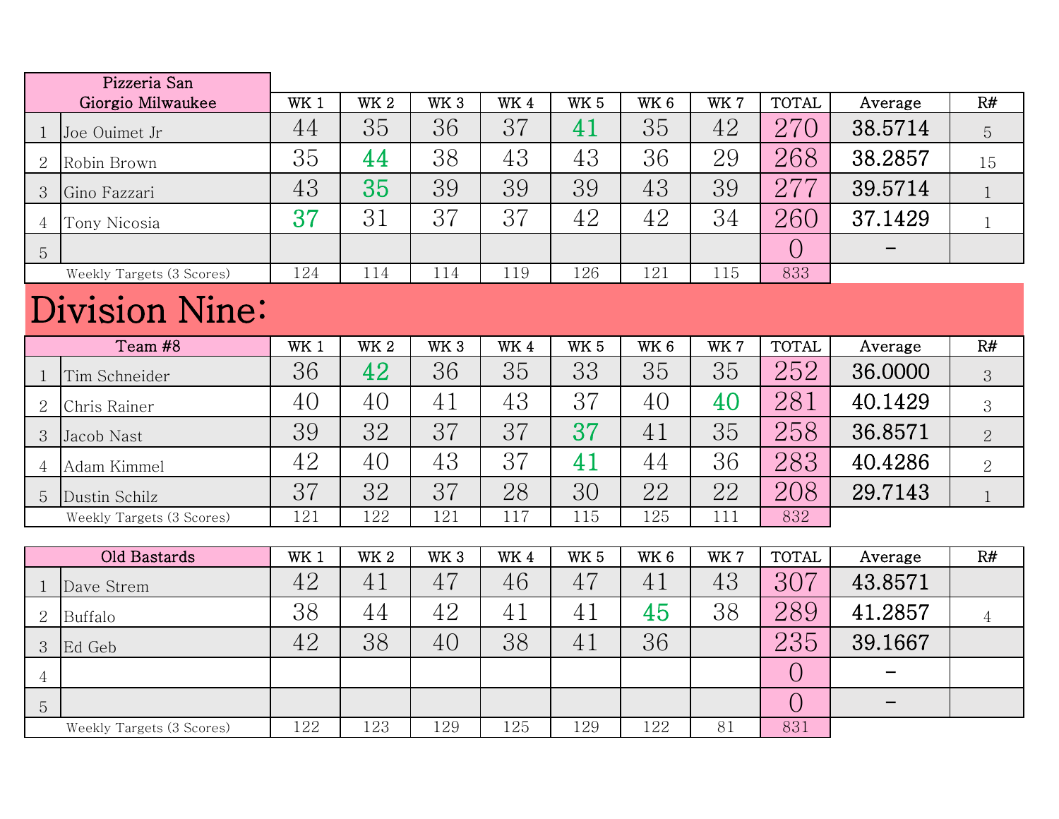| | Pizzeria San Giorgio Milwaukee | WK 1 | WK 2 | WK 3 | WK 4 | WK 5 | WK 6 | WK 7 | TOTAL | Average | R# |
|---|---|---|---|---|---|---|---|---|---|---|---|
| 1 | Joe Ouimet Jr | 44 | 35 | 36 | 37 | 41 | 35 | 42 | 270 | 38.5714 | 5 |
| 2 | Robin Brown | 35 | 44 | 38 | 43 | 43 | 36 | 29 | 268 | 38.2857 | 15 |
| 3 | Gino Fazzari | 43 | 35 | 39 | 39 | 39 | 43 | 39 | 277 | 39.5714 | 1 |
| 4 | Tony Nicosia | 37 | 31 | 37 | 37 | 42 | 42 | 34 | 260 | 37.1429 | 1 |
| 5 | | | | | | | | | 0 | - | |
| | Weekly Targets (3 Scores) | 124 | 114 | 114 | 119 | 126 | 121 | 115 | 833 | | |

# Division Nine:

| | Team #8 | WK 1 | WK 2 | WK 3 | WK 4 | WK 5 | WK 6 | WK 7 | TOTAL | Average | R# |
|---|---|---|---|---|---|---|---|---|---|---|---|
| 1 | Tim Schneider | 36 | 42 | 36 | 35 | 33 | 35 | 35 | 252 | 36.0000 | 3 |
| 2 | Chris Rainer | 40 | 40 | 41 | 43 | 37 | 40 | 40 | 281 | 40.1429 | 3 |
| 3 | Jacob Nast | 39 | 32 | 37 | 37 | 37 | 41 | 35 | 258 | 36.8571 | 2 |
| 4 | Adam Kimmel | 42 | 40 | 43 | 37 | 41 | 44 | 36 | 283 | 40.4286 | 2 |
| 5 | Dustin Schilz | 37 | 32 | 37 | 28 | 30 | 22 | 22 | 208 | 29.7143 | 1 |
| | Weekly Targets (3 Scores) | 121 | 122 | 121 | 117 | 115 | 125 | 111 | 832 | | |

| | Old Bastards | WK 1 | WK 2 | WK 3 | WK 4 | WK 5 | WK 6 | WK 7 | TOTAL | Average | R# |
|---|---|---|---|---|---|---|---|---|---|---|---|
| 1 | Dave Strem | 42 | 41 | 47 | 46 | 47 | 41 | 43 | 307 | 43.8571 | |
| 2 | Buffalo | 38 | 44 | 42 | 41 | 41 | 45 | 38 | 289 | 41.2857 | 4 |
| 3 | Ed Geb | 42 | 38 | 40 | 38 | 41 | 36 | | 235 | 39.1667 | |
| 4 | | | | | | | | | 0 | - | |
| 5 | | | | | | | | | 0 | - | |
| | Weekly Targets (3 Scores) | 122 | 123 | 129 | 125 | 129 | 122 | 81 | 831 | | |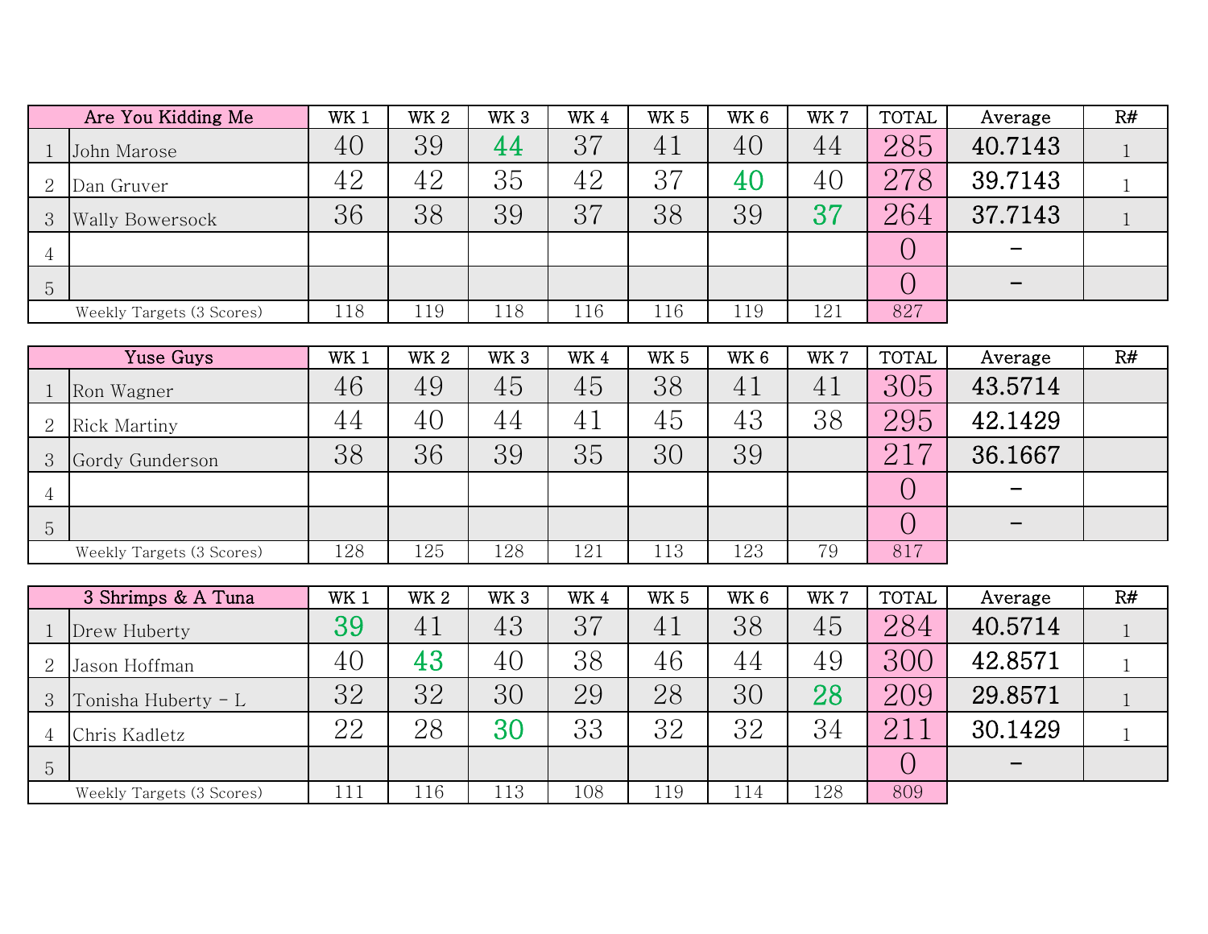| # | Are You Kidding Me | WK 1 | WK 2 | WK 3 | WK 4 | WK 5 | WK 6 | WK 7 | TOTAL | Average | R# |
|---|---|---|---|---|---|---|---|---|---|---|---|
| 1 | John Marose | 40 | 39 | 44 | 37 | 41 | 40 | 44 | 285 | 40.7143 | 1 |
| 2 | Dan Gruver | 42 | 42 | 35 | 42 | 37 | 40 | 40 | 278 | 39.7143 | 1 |
| 3 | Wally Bowersock | 36 | 38 | 39 | 37 | 38 | 39 | 37 | 264 | 37.7143 | 1 |
| 4 | | | | | | | | | 0 | - | |
| 5 | | | | | | | | | 0 | - | |
| | Weekly Targets (3 Scores) | 118 | 119 | 118 | 116 | 116 | 119 | 121 | 827 | | |

| # | Yuse Guys | WK 1 | WK 2 | WK 3 | WK 4 | WK 5 | WK 6 | WK 7 | TOTAL | Average | R# |
|---|---|---|---|---|---|---|---|---|---|---|---|
| 1 | Ron Wagner | 46 | 49 | 45 | 45 | 38 | 41 | 41 | 305 | 43.5714 | |
| 2 | Rick Martiny | 44 | 40 | 44 | 41 | 45 | 43 | 38 | 295 | 42.1429 | |
| 3 | Gordy Gunderson | 38 | 36 | 39 | 35 | 30 | 39 | | 217 | 36.1667 | |
| 4 | | | | | | | | | 0 | - | |
| 5 | | | | | | | | | 0 | - | |
| | Weekly Targets (3 Scores) | 128 | 125 | 128 | 121 | 113 | 123 | 79 | 817 | | |

| # | 3 Shrimps & A Tuna | WK 1 | WK 2 | WK 3 | WK 4 | WK 5 | WK 6 | WK 7 | TOTAL | Average | R# |
|---|---|---|---|---|---|---|---|---|---|---|---|
| 1 | Drew Huberty | 39 | 41 | 43 | 37 | 41 | 38 | 45 | 284 | 40.5714 | 1 |
| 2 | Jason Hoffman | 40 | 43 | 40 | 38 | 46 | 44 | 49 | 300 | 42.8571 | 1 |
| 3 | Tonisha Huberty - L | 32 | 32 | 30 | 29 | 28 | 30 | 28 | 209 | 29.8571 | 1 |
| 4 | Chris Kadletz | 22 | 28 | 30 | 33 | 32 | 32 | 34 | 211 | 30.1429 | 1 |
| 5 | | | | | | | | | 0 | - | |
| | Weekly Targets (3 Scores) | 111 | 116 | 113 | 108 | 119 | 114 | 128 | 809 | | |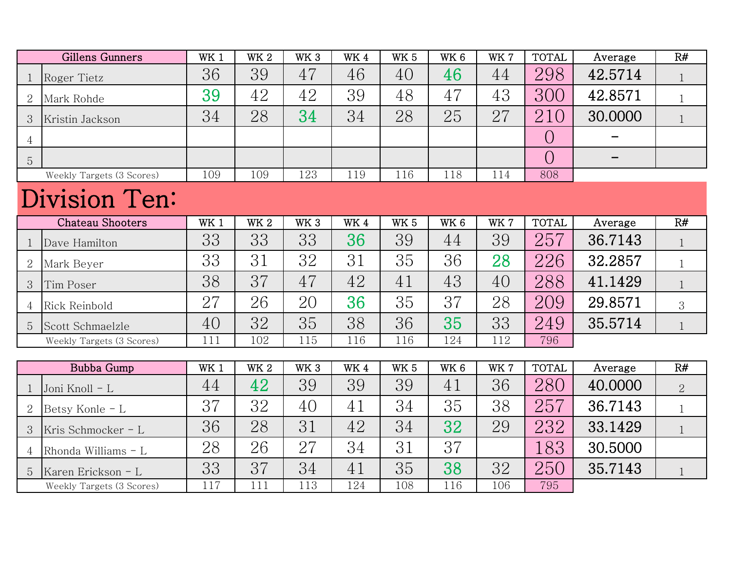| | Gillens Gunners | WK 1 | WK 2 | WK 3 | WK 4 | WK 5 | WK 6 | WK 7 | TOTAL | Average | R# |
|---|---|---|---|---|---|---|---|---|---|---|---|
| 1 | Roger Tietz | 36 | 39 | 47 | 46 | 40 | 46 | 44 | 298 | 42.5714 | 1 |
| 2 | Mark Rohde | 39 | 42 | 42 | 39 | 48 | 47 | 43 | 300 | 42.8571 | 1 |
| 3 | Kristin Jackson | 34 | 28 | 34 | 34 | 28 | 25 | 27 | 210 | 30.0000 | 1 |
| 4 | | | | | | | | | 0 | - | |
| 5 | | | | | | | | | 0 | - | |
| | Weekly Targets (3 Scores) | 109 | 109 | 123 | 119 | 116 | 118 | 114 | 808 | | |

# Division Ten:

| | Chateau Shooters | WK 1 | WK 2 | WK 3 | WK 4 | WK 5 | WK 6 | WK 7 | TOTAL | Average | R# |
|---|---|---|---|---|---|---|---|---|---|---|---|
| 1 | Dave Hamilton | 33 | 33 | 33 | 36 | 39 | 44 | 39 | 257 | 36.7143 | 1 |
| 2 | Mark Beyer | 33 | 31 | 32 | 31 | 35 | 36 | 28 | 226 | 32.2857 | 1 |
| 3 | Tim Poser | 38 | 37 | 47 | 42 | 41 | 43 | 40 | 288 | 41.1429 | 1 |
| 4 | Rick Reinbold | 27 | 26 | 20 | 36 | 35 | 37 | 28 | 209 | 29.8571 | 3 |
| 5 | Scott Schmaelzle | 40 | 32 | 35 | 38 | 36 | 35 | 33 | 249 | 35.5714 | 1 |
| | Weekly Targets (3 Scores) | 111 | 102 | 115 | 116 | 116 | 124 | 112 | 796 | | |

| | Bubba Gump | WK 1 | WK 2 | WK 3 | WK 4 | WK 5 | WK 6 | WK 7 | TOTAL | Average | R# |
|---|---|---|---|---|---|---|---|---|---|---|---|
| 1 | Joni Knoll - L | 44 | 42 | 39 | 39 | 39 | 41 | 36 | 280 | 40.0000 | 2 |
| 2 | Betsy Konle - L | 37 | 32 | 40 | 41 | 34 | 35 | 38 | 257 | 36.7143 | 1 |
| 3 | Kris Schmocker - L | 36 | 28 | 31 | 42 | 34 | 32 | 29 | 232 | 33.1429 | 1 |
| 4 | Rhonda Williams - L | 28 | 26 | 27 | 34 | 31 | 37 | | 183 | 30.5000 | |
| 5 | Karen Erickson - L | 33 | 37 | 34 | 41 | 35 | 38 | 32 | 250 | 35.7143 | 1 |
| | Weekly Targets (3 Scores) | 117 | 111 | 113 | 124 | 108 | 116 | 106 | 795 | | |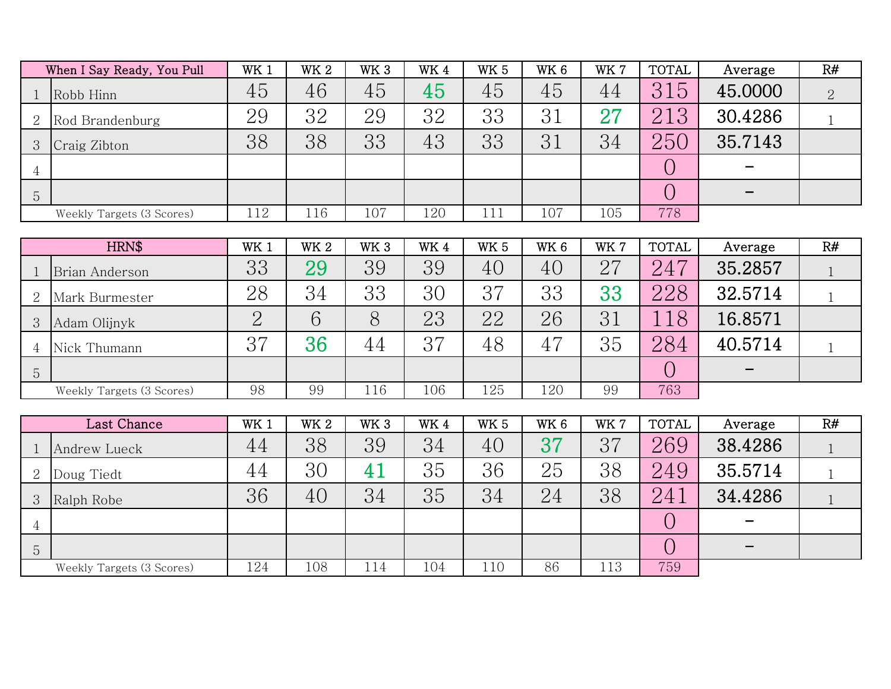| | When I Say Ready, You Pull | WK 1 | WK 2 | WK 3 | WK 4 | WK 5 | WK 6 | WK 7 | TOTAL | Average | R# |
|---|---|---|---|---|---|---|---|---|---|---|---|
| 1 | Robb Hinn | 45 | 46 | 45 | 45 | 45 | 45 | 44 | 315 | 45.0000 | 2 |
| 2 | Rod Brandenburg | 29 | 32 | 29 | 32 | 33 | 31 | 27 | 213 | 30.4286 | 1 |
| 3 | Craig Zibton | 38 | 38 | 33 | 43 | 33 | 31 | 34 | 250 | 35.7143 | |
| 4 | | | | | | | | | 0 | - | |
| 5 | | | | | | | | | 0 | - | |
| | Weekly Targets (3 Scores) | 112 | 116 | 107 | 120 | 111 | 107 | 105 | 778 | | |

| | HRN$ | WK 1 | WK 2 | WK 3 | WK 4 | WK 5 | WK 6 | WK 7 | TOTAL | Average | R# |
|---|---|---|---|---|---|---|---|---|---|---|---|
| 1 | Brian Anderson | 33 | 29 | 39 | 39 | 40 | 40 | 27 | 247 | 35.2857 | 1 |
| 2 | Mark Burmester | 28 | 34 | 33 | 30 | 37 | 33 | 33 | 228 | 32.5714 | 1 |
| 3 | Adam Olijnyk | 2 | 6 | 8 | 23 | 22 | 26 | 31 | 118 | 16.8571 | |
| 4 | Nick Thumann | 37 | 36 | 44 | 37 | 48 | 47 | 35 | 284 | 40.5714 | 1 |
| 5 | | | | | | | | | 0 | - | |
| | Weekly Targets (3 Scores) | 98 | 99 | 116 | 106 | 125 | 120 | 99 | 763 | | |

| | Last Chance | WK 1 | WK 2 | WK 3 | WK 4 | WK 5 | WK 6 | WK 7 | TOTAL | Average | R# |
|---|---|---|---|---|---|---|---|---|---|---|---|
| 1 | Andrew Lueck | 44 | 38 | 39 | 34 | 40 | 37 | 37 | 269 | 38.4286 | 1 |
| 2 | Doug Tiedt | 44 | 30 | 41 | 35 | 36 | 25 | 38 | 249 | 35.5714 | 1 |
| 3 | Ralph Robe | 36 | 40 | 34 | 35 | 34 | 24 | 38 | 241 | 34.4286 | 1 |
| 4 | | | | | | | | | 0 | - | |
| 5 | | | | | | | | | 0 | - | |
| | Weekly Targets (3 Scores) | 124 | 108 | 114 | 104 | 110 | 86 | 113 | 759 | | |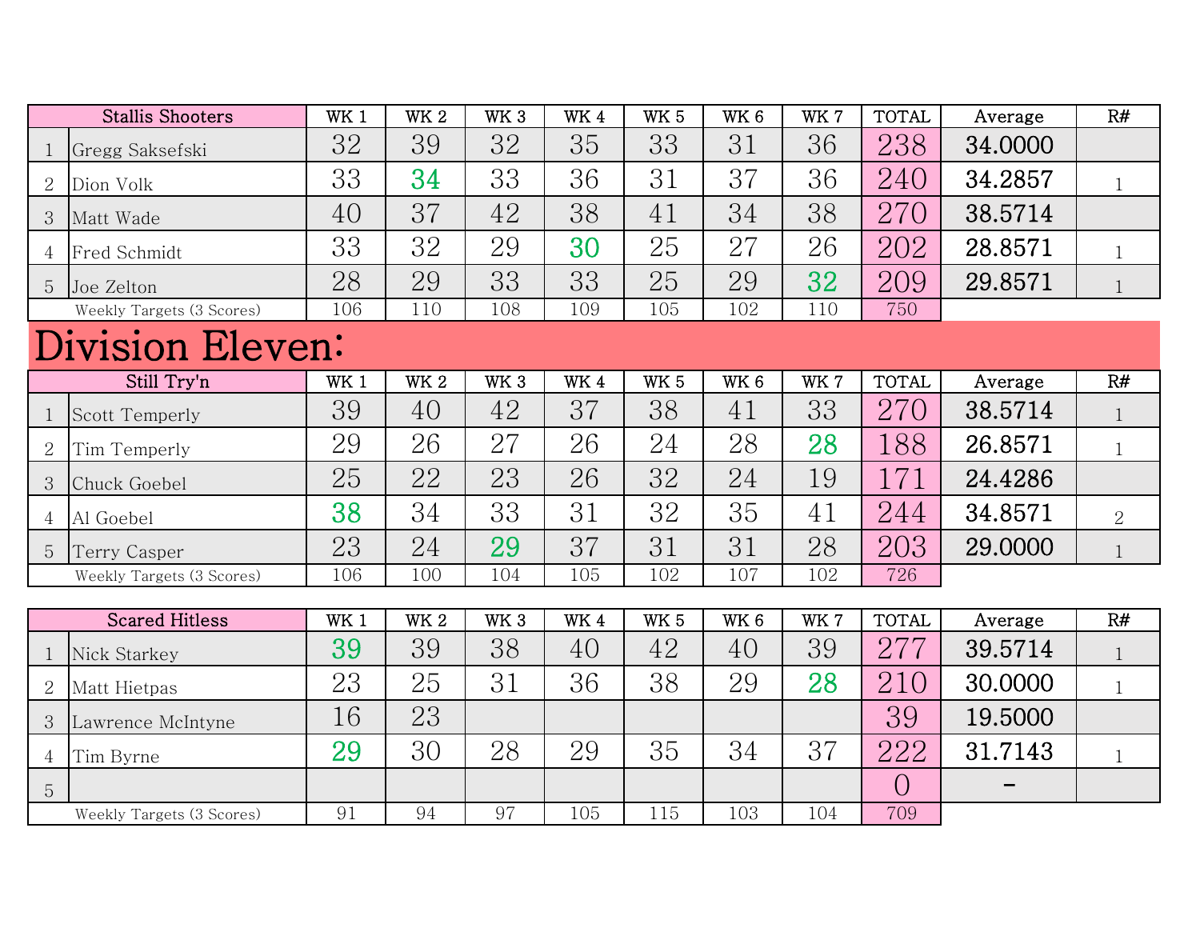| | Stallis Shooters | WK 1 | WK 2 | WK 3 | WK 4 | WK 5 | WK 6 | WK 7 | TOTAL | Average | R# |
|---|---|---|---|---|---|---|---|---|---|---|---|
| 1 | Gregg Saksefski | 32 | 39 | 32 | 35 | 33 | 31 | 36 | 238 | 34.0000 | |
| 2 | Dion Volk | 33 | 34 | 33 | 36 | 31 | 37 | 36 | 240 | 34.2857 | 1 |
| 3 | Matt Wade | 40 | 37 | 42 | 38 | 41 | 34 | 38 | 270 | 38.5714 | |
| 4 | Fred Schmidt | 33 | 32 | 29 | 30 | 25 | 27 | 26 | 202 | 28.8571 | 1 |
| 5 | Joe Zelton | 28 | 29 | 33 | 33 | 25 | 29 | 32 | 209 | 29.8571 | 1 |
| | Weekly Targets (3 Scores) | 106 | 110 | 108 | 109 | 105 | 102 | 110 | 750 | | |

# Division Eleven:

| | Still Try'n | WK 1 | WK 2 | WK 3 | WK 4 | WK 5 | WK 6 | WK 7 | TOTAL | Average | R# |
|---|---|---|---|---|---|---|---|---|---|---|---|
| 1 | Scott Temperly | 39 | 40 | 42 | 37 | 38 | 41 | 33 | 270 | 38.5714 | 1 |
| 2 | Tim Temperly | 29 | 26 | 27 | 26 | 24 | 28 | 28 | 188 | 26.8571 | 1 |
| 3 | Chuck Goebel | 25 | 22 | 23 | 26 | 32 | 24 | 19 | 171 | 24.4286 | |
| 4 | Al Goebel | 38 | 34 | 33 | 31 | 32 | 35 | 41 | 244 | 34.8571 | 2 |
| 5 | Terry Casper | 23 | 24 | 29 | 37 | 31 | 31 | 28 | 203 | 29.0000 | 1 |
| | Weekly Targets (3 Scores) | 106 | 100 | 104 | 105 | 102 | 107 | 102 | 726 | | |

| | Scared Hitless | WK 1 | WK 2 | WK 3 | WK 4 | WK 5 | WK 6 | WK 7 | TOTAL | Average | R# |
|---|---|---|---|---|---|---|---|---|---|---|---|
| 1 | Nick Starkey | 39 | 39 | 38 | 40 | 42 | 40 | 39 | 277 | 39.5714 | 1 |
| 2 | Matt Hietpas | 23 | 25 | 31 | 36 | 38 | 29 | 28 | 210 | 30.0000 | 1 |
| 3 | Lawrence McIntyne | 16 | 23 | | | | | | 39 | 19.5000 | |
| 4 | Tim Byrne | 29 | 30 | 28 | 29 | 35 | 34 | 37 | 222 | 31.7143 | 1 |
| 5 | | | | | | | | | 0 | - | |
| | Weekly Targets (3 Scores) | 91 | 94 | 97 | 105 | 115 | 103 | 104 | 709 | | |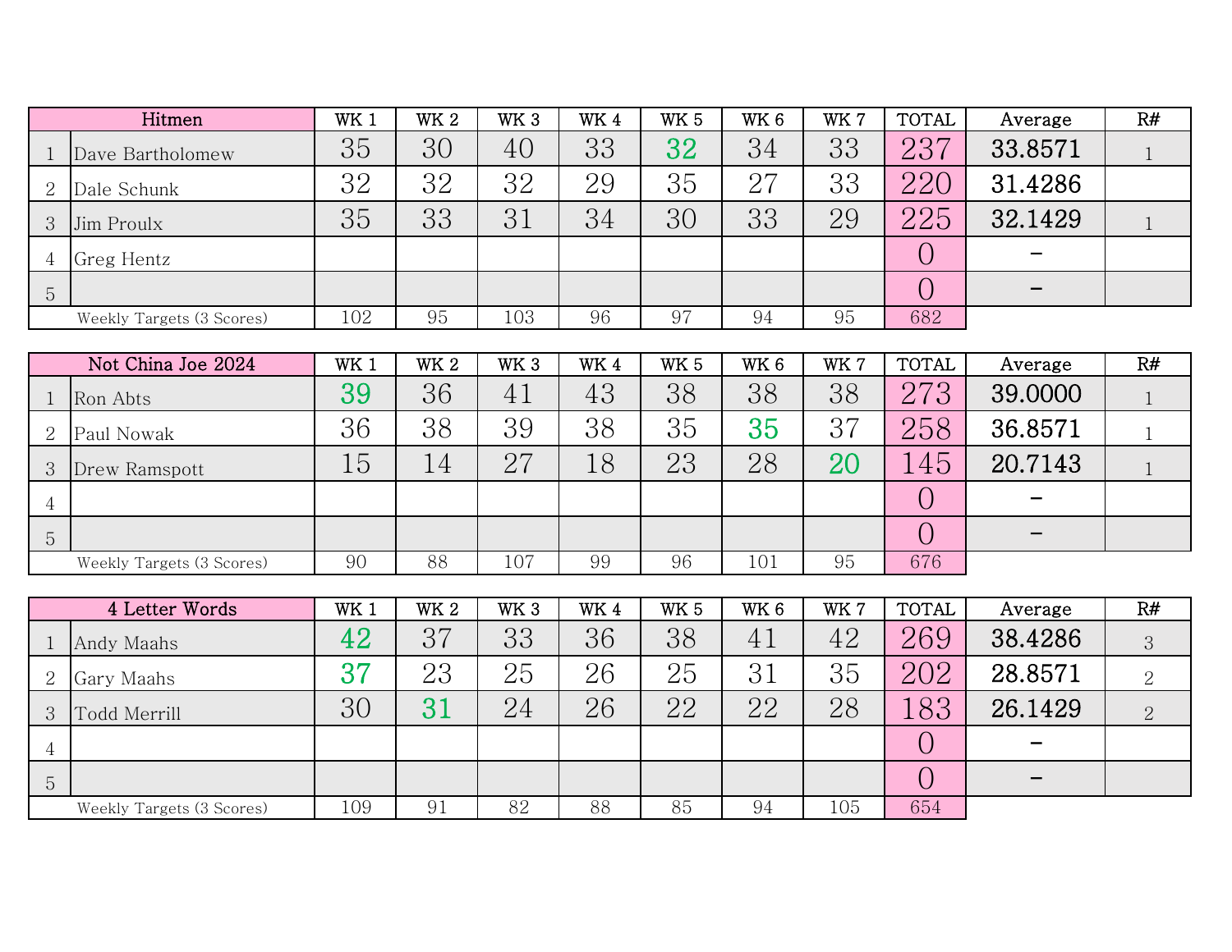| | Hitmen | WK 1 | WK 2 | WK 3 | WK 4 | WK 5 | WK 6 | WK 7 | TOTAL | Average | R# |
|---|---|---|---|---|---|---|---|---|---|---|---|
| 1 | Dave Bartholomew | 35 | 30 | 40 | 33 | 32 | 34 | 33 | 237 | 33.8571 | 1 |
| 2 | Dale Schunk | 32 | 32 | 32 | 29 | 35 | 27 | 33 | 220 | 31.4286 | |
| 3 | Jim Proulx | 35 | 33 | 31 | 34 | 30 | 33 | 29 | 225 | 32.1429 | 1 |
| 4 | Greg Hentz | | | | | | | | 0 | – | |
| 5 | | | | | | | | | 0 | – | |
| | Weekly Targets (3 Scores) | 102 | 95 | 103 | 96 | 97 | 94 | 95 | 682 | | |

| | Not China Joe 2024 | WK 1 | WK 2 | WK 3 | WK 4 | WK 5 | WK 6 | WK 7 | TOTAL | Average | R# |
|---|---|---|---|---|---|---|---|---|---|---|---|
| 1 | Ron Abts | 39 | 36 | 41 | 43 | 38 | 38 | 38 | 273 | 39.0000 | 1 |
| 2 | Paul Nowak | 36 | 38 | 39 | 38 | 35 | 35 | 37 | 258 | 36.8571 | 1 |
| 3 | Drew Ramspott | 15 | 14 | 27 | 18 | 23 | 28 | 20 | 145 | 20.7143 | 1 |
| 4 | | | | | | | | | 0 | – | |
| 5 | | | | | | | | | 0 | – | |
| | Weekly Targets (3 Scores) | 90 | 88 | 107 | 99 | 96 | 101 | 95 | 676 | | |

| | 4 Letter Words | WK 1 | WK 2 | WK 3 | WK 4 | WK 5 | WK 6 | WK 7 | TOTAL | Average | R# |
|---|---|---|---|---|---|---|---|---|---|---|---|
| 1 | Andy Maahs | 42 | 37 | 33 | 36 | 38 | 41 | 42 | 269 | 38.4286 | 3 |
| 2 | Gary Maahs | 37 | 23 | 25 | 26 | 25 | 31 | 35 | 202 | 28.8571 | 2 |
| 3 | Todd Merrill | 30 | 31 | 24 | 26 | 22 | 22 | 28 | 183 | 26.1429 | 2 |
| 4 | | | | | | | | | 0 | – | |
| 5 | | | | | | | | | 0 | – | |
| | Weekly Targets (3 Scores) | 109 | 91 | 82 | 88 | 85 | 94 | 105 | 654 | | |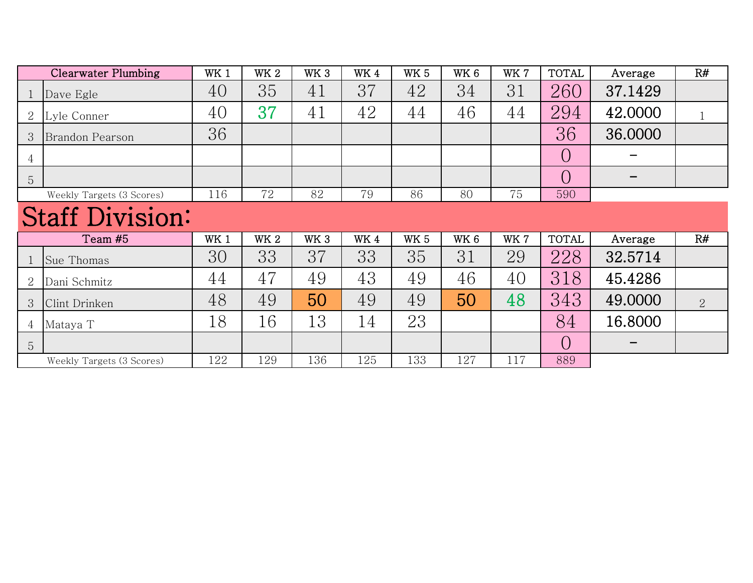| | Clearwater Plumbing | WK 1 | WK 2 | WK 3 | WK 4 | WK 5 | WK 6 | WK 7 | TOTAL | Average | R# |
|---|---|---|---|---|---|---|---|---|---|---|---|
| 1 | Dave Egle | 40 | 35 | 41 | 37 | 42 | 34 | 31 | 260 | 37.1429 | |
| 2 | Lyle Conner | 40 | 37 | 41 | 42 | 44 | 46 | 44 | 294 | 42.0000 | 1 |
| 3 | Brandon Pearson | 36 | | | | | | | 36 | 36.0000 | |
| 4 | | | | | | | | | 0 | - | |
| 5 | | | | | | | | | 0 | - | |
| | Weekly Targets (3 Scores) | 116 | 72 | 82 | 79 | 86 | 80 | 75 | 590 | | |

# Staff Division:

| | Team #5 | WK 1 | WK 2 | WK 3 | WK 4 | WK 5 | WK 6 | WK 7 | TOTAL | Average | R# |
|---|---|---|---|---|---|---|---|---|---|---|---|
| 1 | Sue Thomas | 30 | 33 | 37 | 33 | 35 | 31 | 29 | 228 | 32.5714 | |
| 2 | Dani Schmitz | 44 | 47 | 49 | 43 | 49 | 46 | 40 | 318 | 45.4286 | |
| 3 | Clint Drinken | 48 | 49 | 50 | 49 | 49 | 50 | 48 | 343 | 49.0000 | 2 |
| 4 | Mataya T | 18 | 16 | 13 | 14 | 23 | | | 84 | 16.8000 | |
| 5 | | | | | | | | | 0 | - | |
| | Weekly Targets (3 Scores) | 122 | 129 | 136 | 125 | 133 | 127 | 117 | 889 | | |